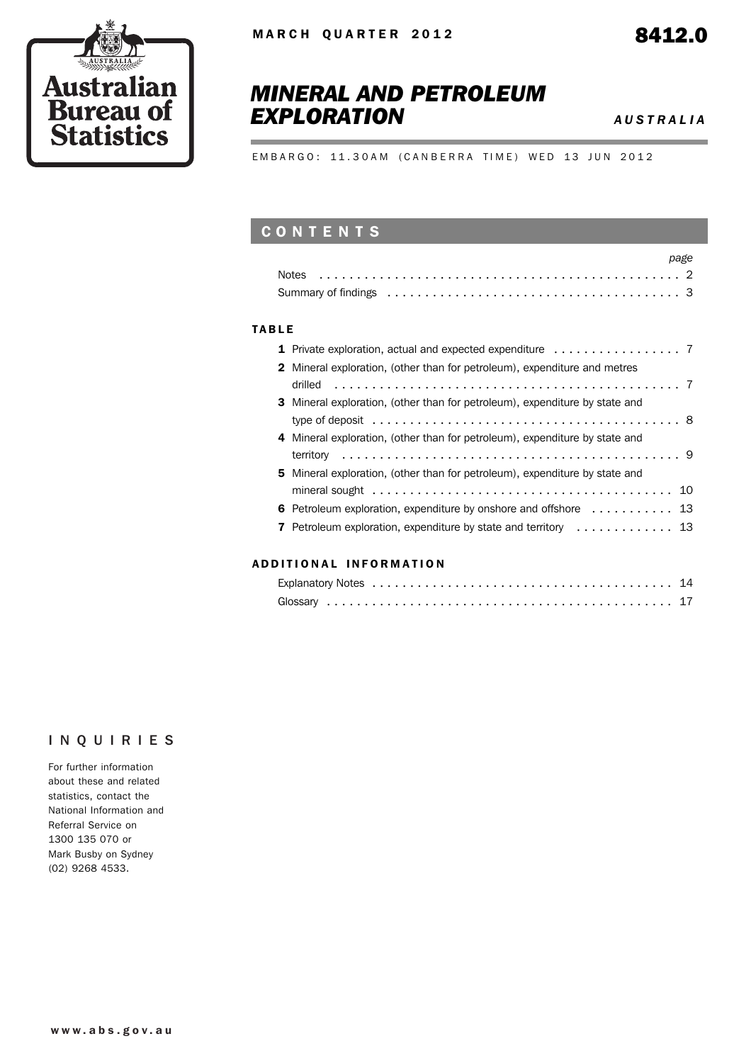MARCH QUARTER 2012

8412.0

# MINERAL AND PETROLEUM EXPLORATION

*AUSTRALIA*

EMBARGO: 11.30AM (CANBERRA TIME) WED 13 JUN 2012

## CONTENTS

| | page |
|---|---|
| Notes | 2 |
| Summary of findings | 3 |

### TABLE

| | page |
|---|---|
| **1** Private exploration, actual and expected expenditure | 7 |
| **2** Mineral exploration, (other than for petroleum), expenditure and metres drilled | 7 |
| **3** Mineral exploration, (other than for petroleum), expenditure by state and type of deposit | 8 |
| **4** Mineral exploration, (other than for petroleum), expenditure by state and territory | 9 |
| **5** Mineral exploration, (other than for petroleum), expenditure by state and mineral sought | 10 |
| **6** Petroleum exploration, expenditure by onshore and offshore | 13 |
| **7** Petroleum exploration, expenditure by state and territory | 13 |

### ADDITIONAL INFORMATION

| | page |
|---|---|
| Explanatory Notes | 14 |
| Glossary | 17 |

## INQUIRIES

For further information about these and related statistics, contact the National Information and Referral Service on 1300 135 070 or Mark Busby on Sydney (02) 9268 4533.

www.abs.gov.au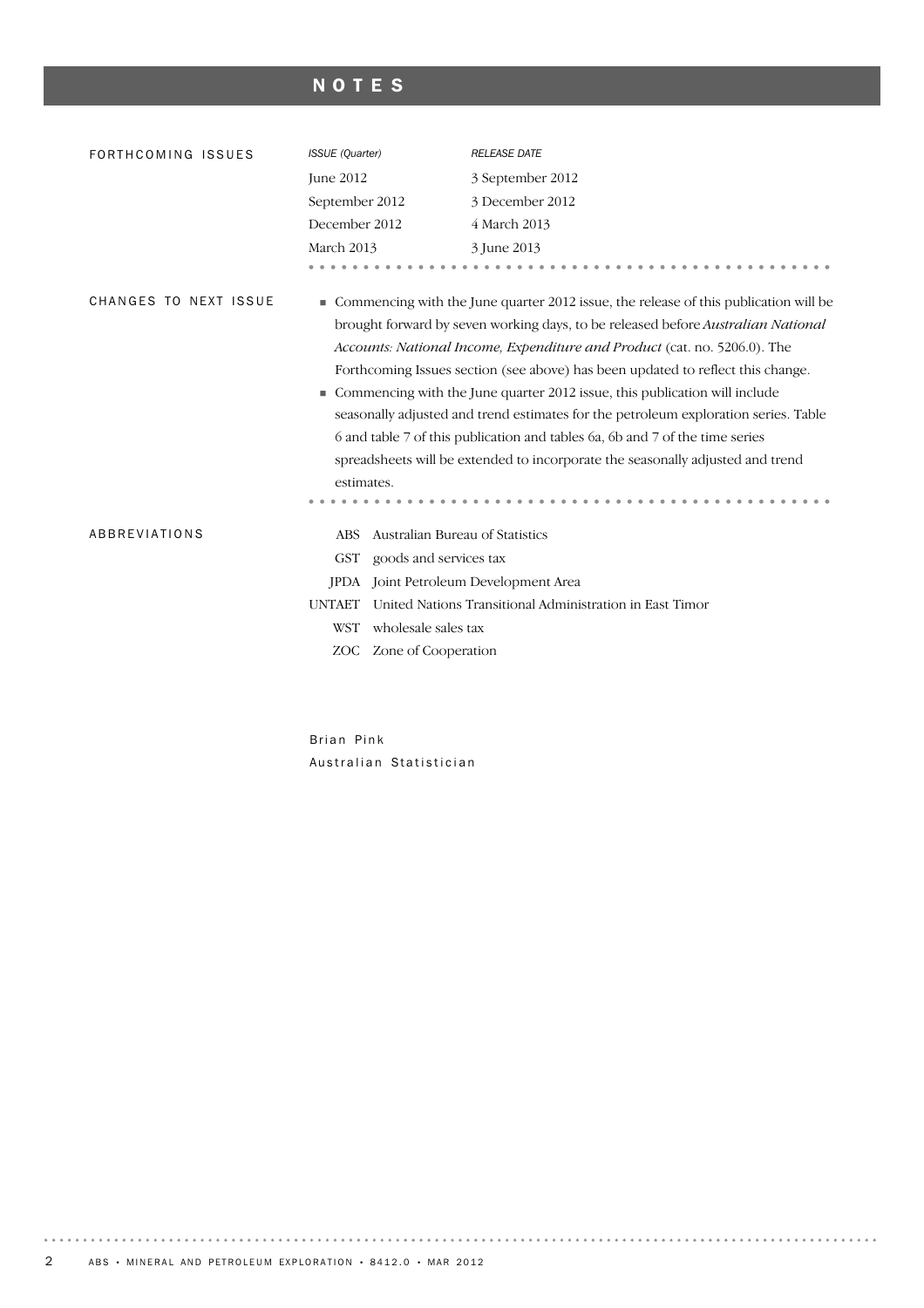# NOTES

## FORTHCOMING ISSUES

| *ISSUE (Quarter)* | *RELEASE DATE* |
|---|---|
| June 2012 | 3 September 2012 |
| September 2012 | 3 December 2012 |
| December 2012 | 4 March 2013 |
| March 2013 | 3 June 2013 |

## CHANGES TO NEXT ISSUE

- Commencing with the June quarter 2012 issue, the release of this publication will be brought forward by seven working days, to be released before *Australian National Accounts: National Income, Expenditure and Product* (cat. no. 5206.0). The Forthcoming Issues section (see above) has been updated to reflect this change.
- Commencing with the June quarter 2012 issue, this publication will include seasonally adjusted and trend estimates for the petroleum exploration series. Table 6 and table 7 of this publication and tables 6a, 6b and 7 of the time series spreadsheets will be extended to incorporate the seasonally adjusted and trend estimates.

## ABBREVIATIONS

| | |
|---|---|
| ABS | Australian Bureau of Statistics |
| GST | goods and services tax |
| JPDA | Joint Petroleum Development Area |
| UNTAET | United Nations Transitional Administration in East Timor |
| WST | wholesale sales tax |
| ZOC | Zone of Cooperation |

Brian Pink
Australian Statistician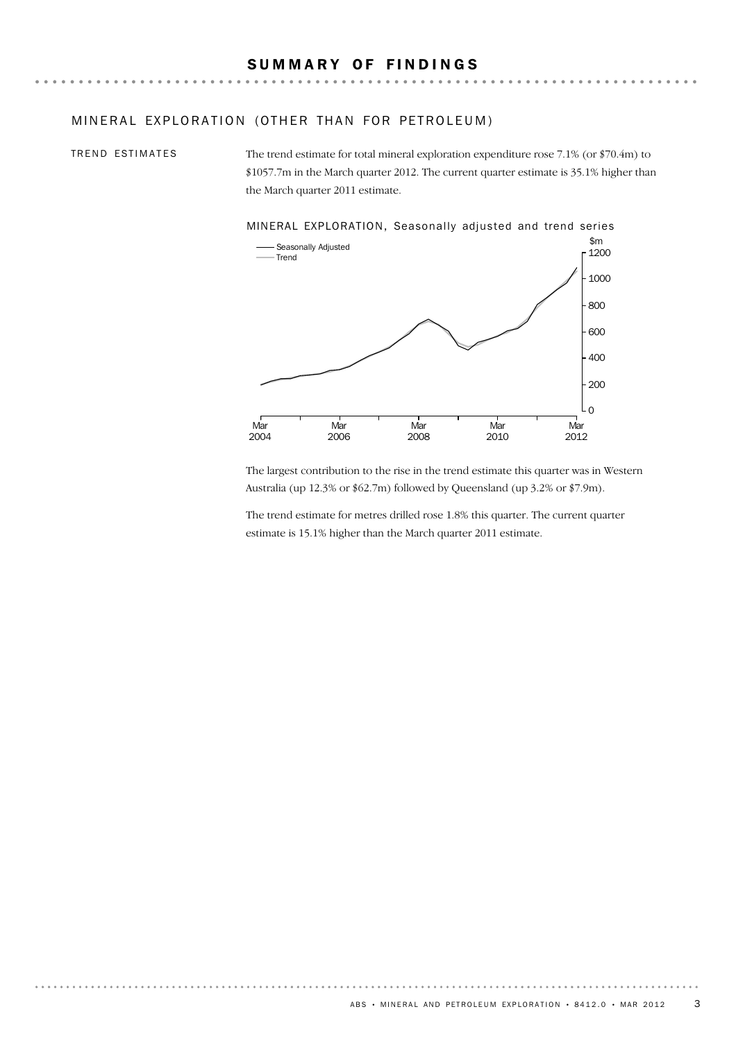# SUMMARY OF FINDINGS

## MINERAL EXPLORATION (OTHER THAN FOR PETROLEUM)

### TREND ESTIMATES

The trend estimate for total mineral exploration expenditure rose 7.1% (or $70.4m) to $1057.7m in the March quarter 2012. The current quarter estimate is 35.1% higher than the March quarter 2011 estimate.

MINERAL EXPLORATION, Seasonally adjusted and trend series

The largest contribution to the rise in the trend estimate this quarter was in Western Australia (up 12.3% or $62.7m) followed by Queensland (up 3.2% or $7.9m).

The trend estimate for metres drilled rose 1.8% this quarter. The current quarter estimate is 15.1% higher than the March quarter 2011 estimate.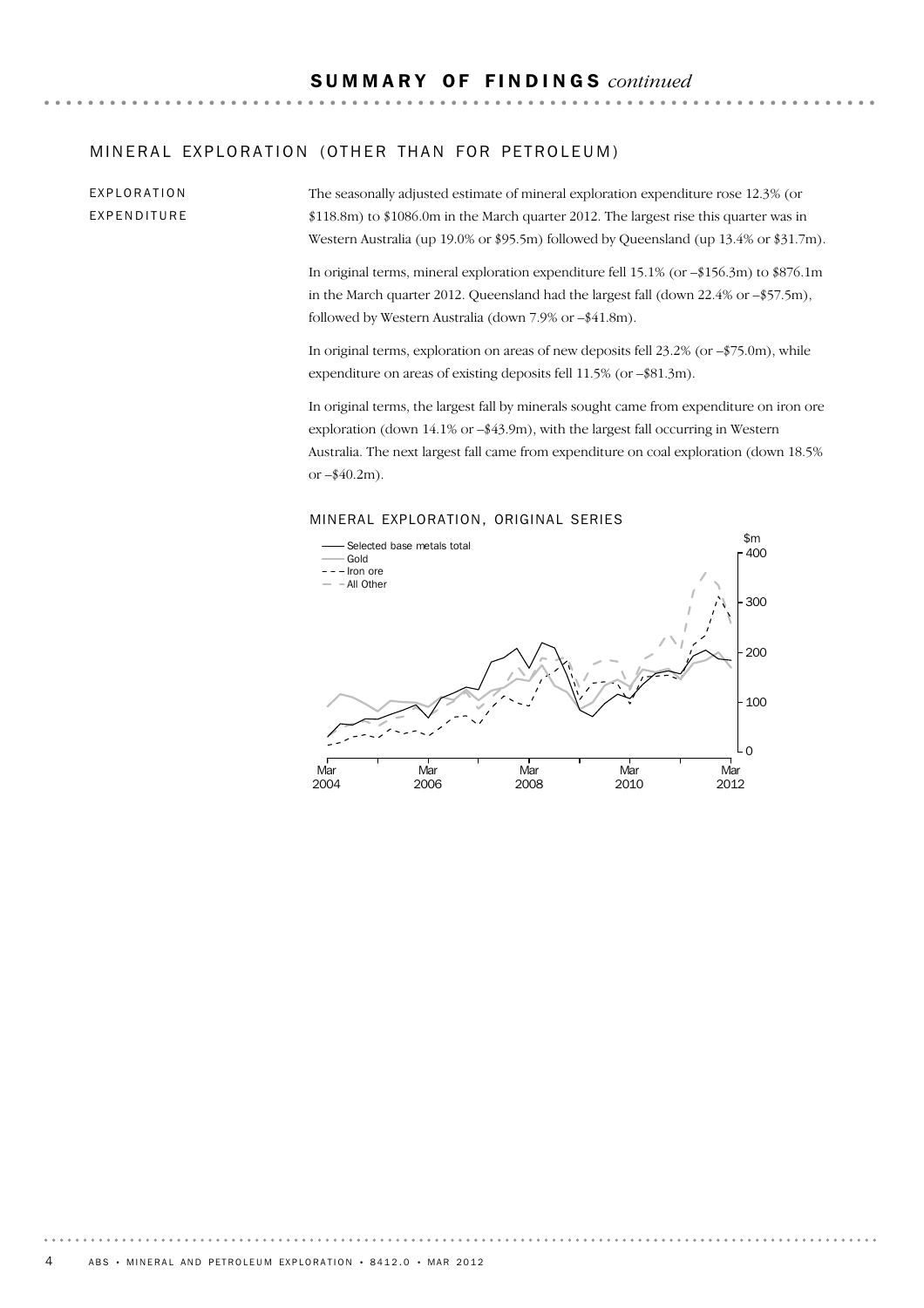## SUMMARY OF FINDINGS *continued*

### MINERAL EXPLORATION (OTHER THAN FOR PETROLEUM)

#### EXPLORATION EXPENDITURE

The seasonally adjusted estimate of mineral exploration expenditure rose 12.3% (or $118.8m) to $1086.0m in the March quarter 2012. The largest rise this quarter was in Western Australia (up 19.0% or $95.5m) followed by Queensland (up 13.4% or $31.7m).

In original terms, mineral exploration expenditure fell 15.1% (or –$156.3m) to $876.1m in the March quarter 2012. Queensland had the largest fall (down 22.4% or –$57.5m), followed by Western Australia (down 7.9% or –$41.8m).

In original terms, exploration on areas of new deposits fell 23.2% (or –$75.0m), while expenditure on areas of existing deposits fell 11.5% (or –$81.3m).

In original terms, the largest fall by minerals sought came from expenditure on iron ore exploration (down 14.1% or –$43.9m), with the largest fall occurring in Western Australia. The next largest fall came from expenditure on coal exploration (down 18.5% or –$40.2m).

MINERAL EXPLORATION, ORIGINAL SERIES

Legend: Selected base metals total; Gold; Iron ore; All Other

$m: 0, 100, 200, 300, 400

Mar 2004, Mar 2006, Mar 2008, Mar 2010, Mar 2012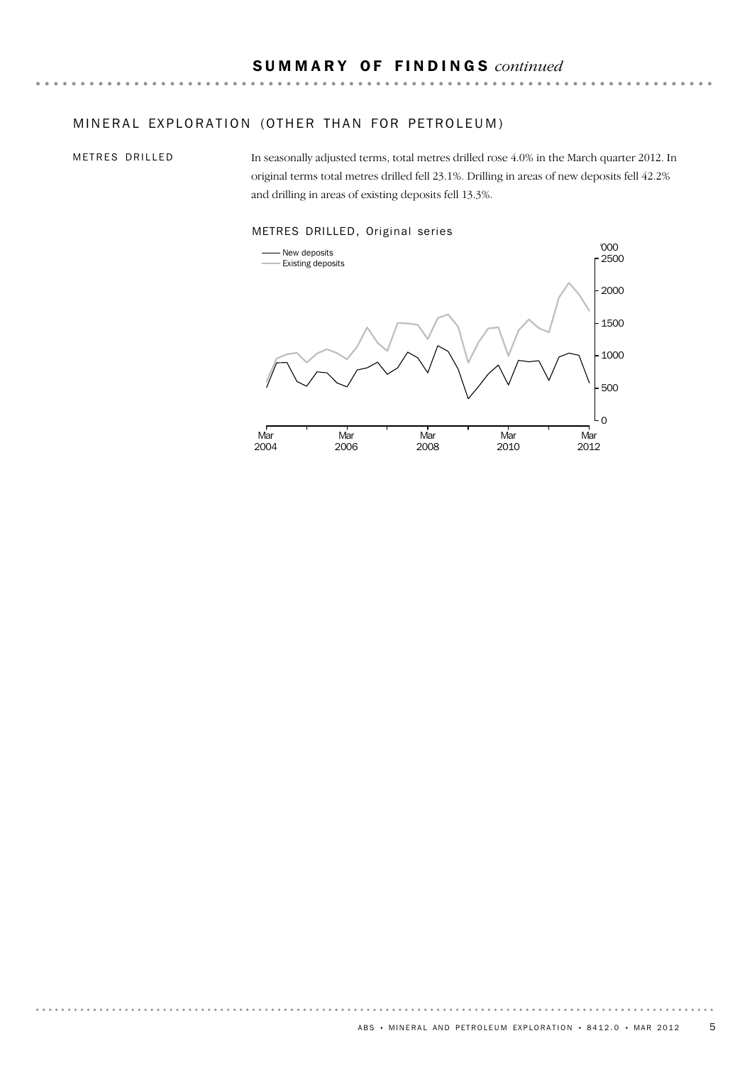# SUMMARY OF FINDINGS *continued*

## MINERAL EXPLORATION (OTHER THAN FOR PETROLEUM)

### METRES DRILLED

In seasonally adjusted terms, total metres drilled rose 4.0% in the March quarter 2012. In original terms total metres drilled fell 23.1%. Drilling in areas of new deposits fell 42.2% and drilling in areas of existing deposits fell 13.3%.

METRES DRILLED, Original series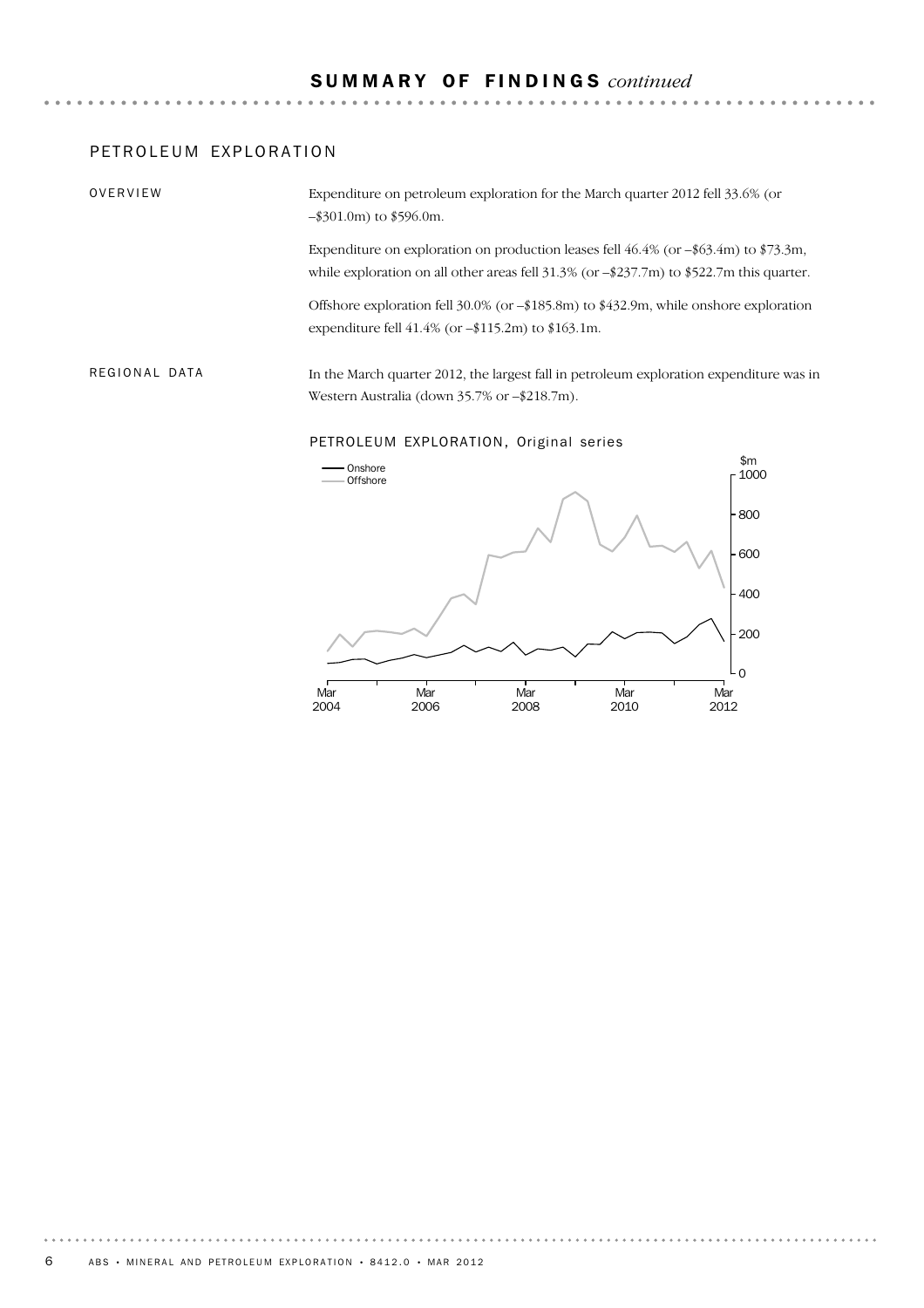## SUMMARY OF FINDINGS *continued*

### PETROLEUM EXPLORATION

#### OVERVIEW

Expenditure on petroleum exploration for the March quarter 2012 fell 33.6% (or –$301.0m) to $596.0m.

Expenditure on exploration on production leases fell 46.4% (or –$63.4m) to $73.3m, while exploration on all other areas fell 31.3% (or –$237.7m) to $522.7m this quarter.

Offshore exploration fell 30.0% (or –$185.8m) to $432.9m, while onshore exploration expenditure fell 41.4% (or –$115.2m) to $163.1m.

#### REGIONAL DATA

In the March quarter 2012, the largest fall in petroleum exploration expenditure was in Western Australia (down 35.7% or –$218.7m).

PETROLEUM EXPLORATION, Original series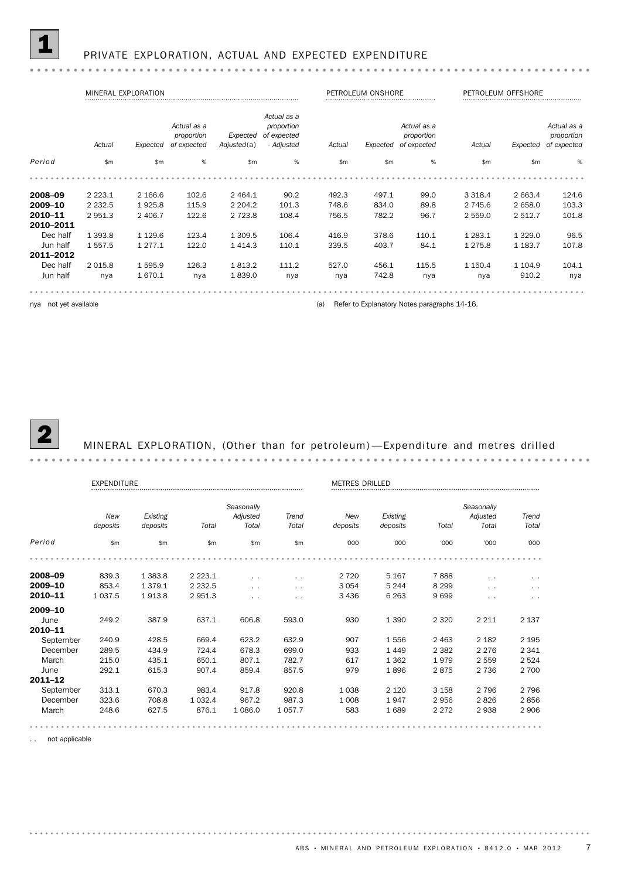## 1 PRIVATE EXPLORATION, ACTUAL AND EXPECTED EXPENDITURE

| | MINERAL EXPLORATION | | | | | PETROLEUM ONSHORE | | | PETROLEUM OFFSHORE | | |
|---|---|---|---|---|---|---|---|---|---|---|---|
| | *Actual* | *Expected* | *Actual as a proportion of expected* | *Expected Adjusted(a)* | *Actual as a proportion of expected - Adjusted* | *Actual* | *Expected* | *Actual as a proportion of expected* | *Actual* | *Expected* | *Actual as a proportion of expected* |
| *Period* | $m | $m | % | $m | % | $m | $m | % | $m | $m | % |
| **2008–09** | 2 223.1 | 2 166.6 | 102.6 | 2 464.1 | 90.2 | 492.3 | 497.1 | 99.0 | 3 318.4 | 2 663.4 | 124.6 |
| **2009–10** | 2 232.5 | 1 925.8 | 115.9 | 2 204.2 | 101.3 | 748.6 | 834.0 | 89.8 | 2 745.6 | 2 658.0 | 103.3 |
| **2010–11** | 2 951.3 | 2 406.7 | 122.6 | 2 723.8 | 108.4 | 756.5 | 782.2 | 96.7 | 2 559.0 | 2 512.7 | 101.8 |
| **2010–2011** | | | | | | | | | | | |
| Dec half | 1 393.8 | 1 129.6 | 123.4 | 1 309.5 | 106.4 | 416.9 | 378.6 | 110.1 | 1 283.1 | 1 329.0 | 96.5 |
| Jun half | 1 557.5 | 1 277.1 | 122.0 | 1 414.3 | 110.1 | 339.5 | 403.7 | 84.1 | 1 275.8 | 1 183.7 | 107.8 |
| **2011–2012** | | | | | | | | | | | |
| Dec half | 2 015.8 | 1 595.9 | 126.3 | 1 813.2 | 111.2 | 527.0 | 456.1 | 115.5 | 1 150.4 | 1 104.9 | 104.1 |
| Jun half | nya | 1 670.1 | nya | 1 839.0 | nya | nya | 742.8 | nya | nya | 910.2 | nya |

nya not yet available

(a) Refer to Explanatory Notes paragraphs 14-16.

## 2 MINERAL EXPLORATION, (Other than for petroleum)—Expenditure and metres drilled

| | EXPENDITURE | | | | | METRES DRILLED | | | | |
|---|---|---|---|---|---|---|---|---|---|---|
| | *New deposits* | *Existing deposits* | *Total* | *Seasonally Adjusted Total* | *Trend Total* | *New deposits* | *Existing deposits* | *Total* | *Seasonally Adjusted Total* | *Trend Total* |
| *Period* | $m | $m | $m | $m | $m | '000 | '000 | '000 | '000 | '000 |
| **2008–09** | 839.3 | 1 383.8 | 2 223.1 | . . | . . | 2 720 | 5 167 | 7 888 | . . | . . |
| **2009–10** | 853.4 | 1 379.1 | 2 232.5 | . . | . . | 3 054 | 5 244 | 8 299 | . . | . . |
| **2010–11** | 1 037.5 | 1 913.8 | 2 951.3 | . . | . . | 3 436 | 6 263 | 9 699 | . . | . . |
| **2009–10** | | | | | | | | | | |
| June | 249.2 | 387.9 | 637.1 | 606.8 | 593.0 | 930 | 1 390 | 2 320 | 2 211 | 2 137 |
| **2010–11** | | | | | | | | | | |
| September | 240.9 | 428.5 | 669.4 | 623.2 | 632.9 | 907 | 1 556 | 2 463 | 2 182 | 2 195 |
| December | 289.5 | 434.9 | 724.4 | 678.3 | 699.0 | 933 | 1 449 | 2 382 | 2 276 | 2 341 |
| March | 215.0 | 435.1 | 650.1 | 807.1 | 782.7 | 617 | 1 362 | 1 979 | 2 559 | 2 524 |
| June | 292.1 | 615.3 | 907.4 | 859.4 | 857.5 | 979 | 1 896 | 2 875 | 2 736 | 2 700 |
| **2011–12** | | | | | | | | | | |
| September | 313.1 | 670.3 | 983.4 | 917.8 | 920.8 | 1 038 | 2 120 | 3 158 | 2 796 | 2 796 |
| December | 323.6 | 708.8 | 1 032.4 | 967.2 | 987.3 | 1 008 | 1 947 | 2 956 | 2 826 | 2 856 |
| March | 248.6 | 627.5 | 876.1 | 1 086.0 | 1 057.7 | 583 | 1 689 | 2 272 | 2 938 | 2 906 |

. . not applicable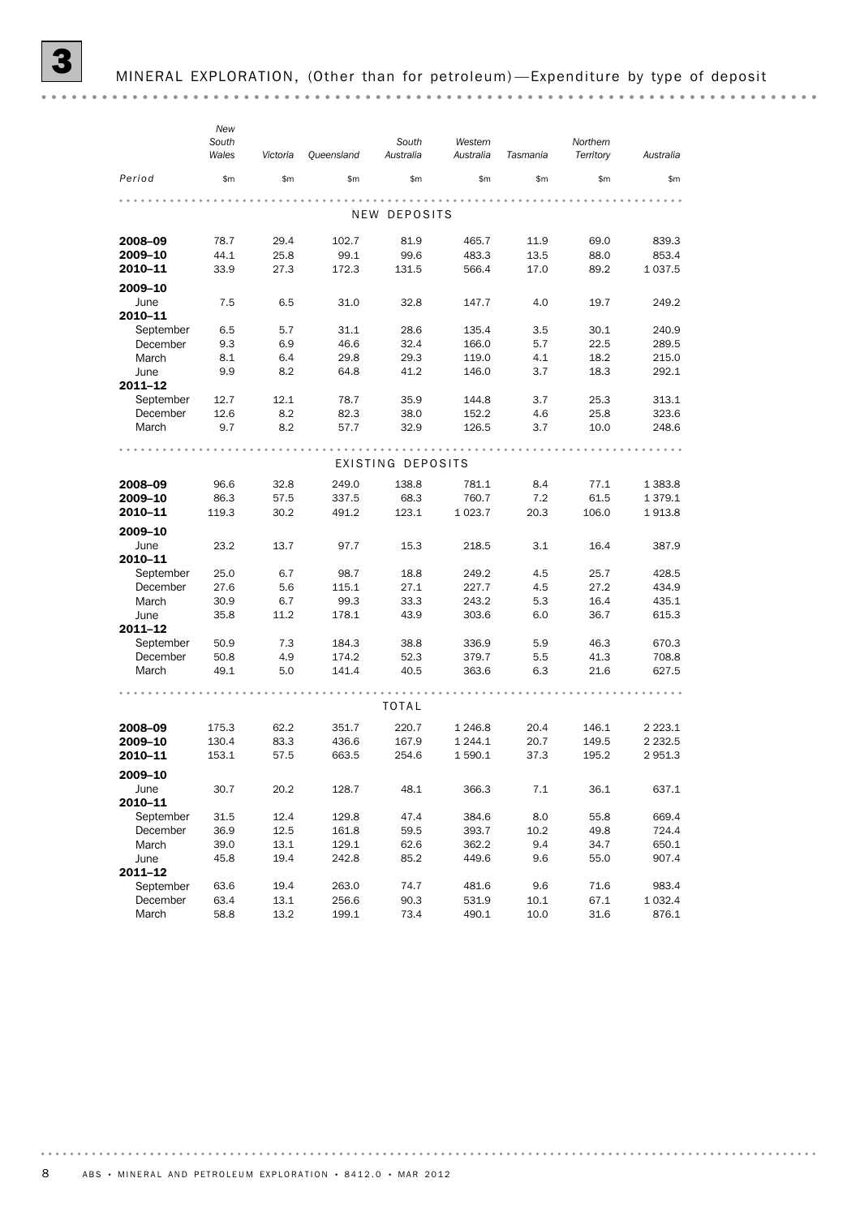## 3 MINERAL EXPLORATION, (Other than for petroleum)—Expenditure by type of deposit

| Period | New South Wales | Victoria | Queensland | South Australia | Western Australia | Tasmania | Northern Territory | Australia |
|---|---|---|---|---|---|---|---|---|
| | $m | $m | $m | $m | $m | $m | $m | $m |
| **NEW DEPOSITS** | | | | | | | | |
| **2008–09** | 78.7 | 29.4 | 102.7 | 81.9 | 465.7 | 11.9 | 69.0 | 839.3 |
| **2009–10** | 44.1 | 25.8 | 99.1 | 99.6 | 483.3 | 13.5 | 88.0 | 853.4 |
| **2010–11** | 33.9 | 27.3 | 172.3 | 131.5 | 566.4 | 17.0 | 89.2 | 1 037.5 |
| **2009–10** | | | | | | | | |
| June | 7.5 | 6.5 | 31.0 | 32.8 | 147.7 | 4.0 | 19.7 | 249.2 |
| **2010–11** | | | | | | | | |
| September | 6.5 | 5.7 | 31.1 | 28.6 | 135.4 | 3.5 | 30.1 | 240.9 |
| December | 9.3 | 6.9 | 46.6 | 32.4 | 166.0 | 5.7 | 22.5 | 289.5 |
| March | 8.1 | 6.4 | 29.8 | 29.3 | 119.0 | 4.1 | 18.2 | 215.0 |
| June | 9.9 | 8.2 | 64.8 | 41.2 | 146.0 | 3.7 | 18.3 | 292.1 |
| **2011–12** | | | | | | | | |
| September | 12.7 | 12.1 | 78.7 | 35.9 | 144.8 | 3.7 | 25.3 | 313.1 |
| December | 12.6 | 8.2 | 82.3 | 38.0 | 152.2 | 4.6 | 25.8 | 323.6 |
| March | 9.7 | 8.2 | 57.7 | 32.9 | 126.5 | 3.7 | 10.0 | 248.6 |
| **EXISTING DEPOSITS** | | | | | | | | |
| **2008–09** | 96.6 | 32.8 | 249.0 | 138.8 | 781.1 | 8.4 | 77.1 | 1 383.8 |
| **2009–10** | 86.3 | 57.5 | 337.5 | 68.3 | 760.7 | 7.2 | 61.5 | 1 379.1 |
| **2010–11** | 119.3 | 30.2 | 491.2 | 123.1 | 1 023.7 | 20.3 | 106.0 | 1 913.8 |
| **2009–10** | | | | | | | | |
| June | 23.2 | 13.7 | 97.7 | 15.3 | 218.5 | 3.1 | 16.4 | 387.9 |
| **2010–11** | | | | | | | | |
| September | 25.0 | 6.7 | 98.7 | 18.8 | 249.2 | 4.5 | 25.7 | 428.5 |
| December | 27.6 | 5.6 | 115.1 | 27.1 | 227.7 | 4.5 | 27.2 | 434.9 |
| March | 30.9 | 6.7 | 99.3 | 33.3 | 243.2 | 5.3 | 16.4 | 435.1 |
| June | 35.8 | 11.2 | 178.1 | 43.9 | 303.6 | 6.0 | 36.7 | 615.3 |
| **2011–12** | | | | | | | | |
| September | 50.9 | 7.3 | 184.3 | 38.8 | 336.9 | 5.9 | 46.3 | 670.3 |
| December | 50.8 | 4.9 | 174.2 | 52.3 | 379.7 | 5.5 | 41.3 | 708.8 |
| March | 49.1 | 5.0 | 141.4 | 40.5 | 363.6 | 6.3 | 21.6 | 627.5 |
| **TOTAL** | | | | | | | | |
| **2008–09** | 175.3 | 62.2 | 351.7 | 220.7 | 1 246.8 | 20.4 | 146.1 | 2 223.1 |
| **2009–10** | 130.4 | 83.3 | 436.6 | 167.9 | 1 244.1 | 20.7 | 149.5 | 2 232.5 |
| **2010–11** | 153.1 | 57.5 | 663.5 | 254.6 | 1 590.1 | 37.3 | 195.2 | 2 951.3 |
| **2009–10** | | | | | | | | |
| June | 30.7 | 20.2 | 128.7 | 48.1 | 366.3 | 7.1 | 36.1 | 637.1 |
| **2010–11** | | | | | | | | |
| September | 31.5 | 12.4 | 129.8 | 47.4 | 384.6 | 8.0 | 55.8 | 669.4 |
| December | 36.9 | 12.5 | 161.8 | 59.5 | 393.7 | 10.2 | 49.8 | 724.4 |
| March | 39.0 | 13.1 | 129.1 | 62.6 | 362.2 | 9.4 | 34.7 | 650.1 |
| June | 45.8 | 19.4 | 242.8 | 85.2 | 449.6 | 9.6 | 55.0 | 907.4 |
| **2011–12** | | | | | | | | |
| September | 63.6 | 19.4 | 263.0 | 74.7 | 481.6 | 9.6 | 71.6 | 983.4 |
| December | 63.4 | 13.1 | 256.6 | 90.3 | 531.9 | 10.1 | 67.1 | 1 032.4 |
| March | 58.8 | 13.2 | 199.1 | 73.4 | 490.1 | 10.0 | 31.6 | 876.1 |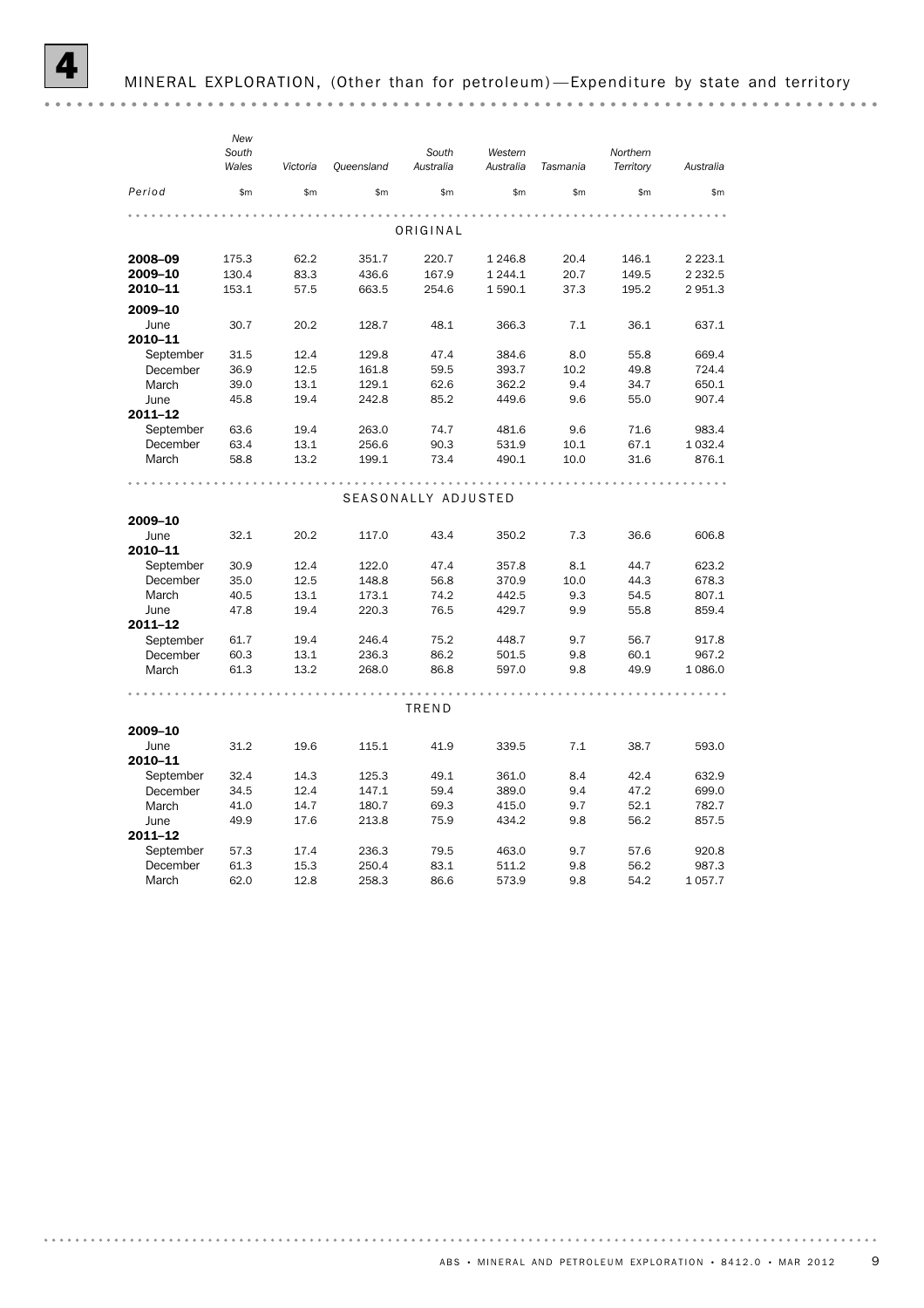# 4 MINERAL EXPLORATION, (Other than for petroleum)—Expenditure by state and territory

| Period | New South Wales | Victoria | Queensland | South Australia | Western Australia | Tasmania | Northern Territory | Australia |
|---|---|---|---|---|---|---|---|---|
| | $m | $m | $m | $m | $m | $m | $m | $m |
| **ORIGINAL** | | | | | | | | |
| **2008–09** | 175.3 | 62.2 | 351.7 | 220.7 | 1 246.8 | 20.4 | 146.1 | 2 223.1 |
| **2009–10** | 130.4 | 83.3 | 436.6 | 167.9 | 1 244.1 | 20.7 | 149.5 | 2 232.5 |
| **2010–11** | 153.1 | 57.5 | 663.5 | 254.6 | 1 590.1 | 37.3 | 195.2 | 2 951.3 |
| **2009–10** | | | | | | | | |
| June | 30.7 | 20.2 | 128.7 | 48.1 | 366.3 | 7.1 | 36.1 | 637.1 |
| **2010–11** | | | | | | | | |
| September | 31.5 | 12.4 | 129.8 | 47.4 | 384.6 | 8.0 | 55.8 | 669.4 |
| December | 36.9 | 12.5 | 161.8 | 59.5 | 393.7 | 10.2 | 49.8 | 724.4 |
| March | 39.0 | 13.1 | 129.1 | 62.6 | 362.2 | 9.4 | 34.7 | 650.1 |
| June | 45.8 | 19.4 | 242.8 | 85.2 | 449.6 | 9.6 | 55.0 | 907.4 |
| **2011–12** | | | | | | | | |
| September | 63.6 | 19.4 | 263.0 | 74.7 | 481.6 | 9.6 | 71.6 | 983.4 |
| December | 63.4 | 13.1 | 256.6 | 90.3 | 531.9 | 10.1 | 67.1 | 1 032.4 |
| March | 58.8 | 13.2 | 199.1 | 73.4 | 490.1 | 10.0 | 31.6 | 876.1 |
| **SEASONALLY ADJUSTED** | | | | | | | | |
| **2009–10** | | | | | | | | |
| June | 32.1 | 20.2 | 117.0 | 43.4 | 350.2 | 7.3 | 36.6 | 606.8 |
| **2010–11** | | | | | | | | |
| September | 30.9 | 12.4 | 122.0 | 47.4 | 357.8 | 8.1 | 44.7 | 623.2 |
| December | 35.0 | 12.5 | 148.8 | 56.8 | 370.9 | 10.0 | 44.3 | 678.3 |
| March | 40.5 | 13.1 | 173.1 | 74.2 | 442.5 | 9.3 | 54.5 | 807.1 |
| June | 47.8 | 19.4 | 220.3 | 76.5 | 429.7 | 9.9 | 55.8 | 859.4 |
| **2011–12** | | | | | | | | |
| September | 61.7 | 19.4 | 246.4 | 75.2 | 448.7 | 9.7 | 56.7 | 917.8 |
| December | 60.3 | 13.1 | 236.3 | 86.2 | 501.5 | 9.8 | 60.1 | 967.2 |
| March | 61.3 | 13.2 | 268.0 | 86.8 | 597.0 | 9.8 | 49.9 | 1 086.0 |
| **TREND** | | | | | | | | |
| **2009–10** | | | | | | | | |
| June | 31.2 | 19.6 | 115.1 | 41.9 | 339.5 | 7.1 | 38.7 | 593.0 |
| **2010–11** | | | | | | | | |
| September | 32.4 | 14.3 | 125.3 | 49.1 | 361.0 | 8.4 | 42.4 | 632.9 |
| December | 34.5 | 12.4 | 147.1 | 59.4 | 389.0 | 9.4 | 47.2 | 699.0 |
| March | 41.0 | 14.7 | 180.7 | 69.3 | 415.0 | 9.7 | 52.1 | 782.7 |
| June | 49.9 | 17.6 | 213.8 | 75.9 | 434.2 | 9.8 | 56.2 | 857.5 |
| **2011–12** | | | | | | | | |
| September | 57.3 | 17.4 | 236.3 | 79.5 | 463.0 | 9.7 | 57.6 | 920.8 |
| December | 61.3 | 15.3 | 250.4 | 83.1 | 511.2 | 9.8 | 56.2 | 987.3 |
| March | 62.0 | 12.8 | 258.3 | 86.6 | 573.9 | 9.8 | 54.2 | 1 057.7 |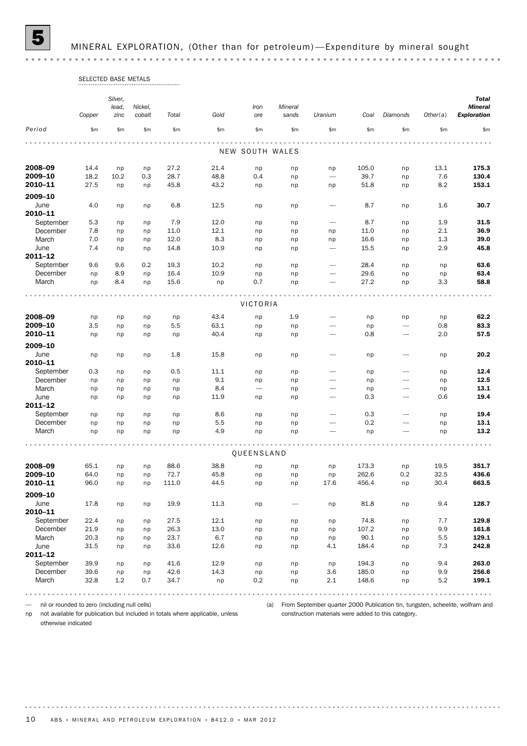# 5 MINERAL EXPLORATION, (Other than for petroleum)—Expenditure by mineral sought

| | SELECTED BASE METALS | | | | | | | | | | | |
|---|---|---|---|---|---|---|---|---|---|---|---|---|
| | *Copper* | *Silver, lead, zinc* | *Nickel, cobalt* | *Total* | *Gold* | *Iron ore* | *Mineral sands* | *Uranium* | *Coal* | *Diamonds* | *Other(a)* | ***Total Mineral Exploration*** |
| *Period* | $m | $m | $m | $m | $m | $m | $m | $m | $m | $m | $m | $m |
| | | | | | NEW SOUTH WALES | | | | | | | |
| **2008–09** | 14.4 | np | np | 27.2 | 21.4 | np | np | np | 105.0 | np | 13.1 | **175.3** |
| **2009–10** | 18.2 | 10.2 | 0.3 | 28.7 | 48.8 | 0.4 | np | — | 39.7 | np | 7.6 | **130.4** |
| **2010–11** | 27.5 | np | np | 45.8 | 43.2 | np | np | np | 51.8 | np | 8.2 | **153.1** |
| **2009–10** | | | | | | | | | | | | |
| June | 4.0 | np | np | 6.8 | 12.5 | np | np | — | 8.7 | np | 1.6 | **30.7** |
| **2010–11** | | | | | | | | | | | | |
| September | 5.3 | np | np | 7.9 | 12.0 | np | np | — | 8.7 | np | 1.9 | **31.5** |
| December | 7.8 | np | np | 11.0 | 12.1 | np | np | np | 11.0 | np | 2.1 | **36.9** |
| March | 7.0 | np | np | 12.0 | 8.3 | np | np | np | 16.6 | np | 1.3 | **39.0** |
| June | 7.4 | np | np | 14.8 | 10.9 | np | np | — | 15.5 | np | 2.9 | **45.8** |
| **2011–12** | | | | | | | | | | | | |
| September | 9.6 | 9.6 | 0.2 | 19.3 | 10.2 | np | np | — | 28.4 | np | np | **63.6** |
| December | np | 8.9 | np | 16.4 | 10.9 | np | np | — | 29.6 | np | np | **63.4** |
| March | np | 8.4 | np | 15.6 | np | 0.7 | np | — | 27.2 | np | 3.3 | **58.8** |
| | | | | | VICTORIA | | | | | | | |
| **2008–09** | np | np | np | np | 43.4 | np | 1.9 | — | np | np | np | **62.2** |
| **2009–10** | 3.5 | np | np | 5.5 | 63.1 | np | np | — | np | — | 0.8 | **83.3** |
| **2010–11** | np | np | np | np | 40.4 | np | np | — | 0.8 | — | 2.0 | **57.5** |
| **2009–10** | | | | | | | | | | | | |
| June | np | np | np | 1.8 | 15.8 | np | np | — | np | — | np | **20.2** |
| **2010–11** | | | | | | | | | | | | |
| September | 0.3 | np | np | 0.5 | 11.1 | np | np | — | np | — | np | **12.4** |
| December | np | np | np | np | 9.1 | np | np | — | np | — | np | **12.5** |
| March | np | np | np | np | 8.4 | — | np | — | np | — | np | **13.1** |
| June | np | np | np | np | 11.9 | np | np | — | 0.3 | — | 0.6 | **19.4** |
| **2011–12** | | | | | | | | | | | | |
| September | np | np | np | np | 8.6 | np | np | — | 0.3 | — | np | **19.4** |
| December | np | np | np | np | 5.5 | np | np | — | 0.2 | — | np | **13.1** |
| March | np | np | np | np | 4.9 | np | np | — | np | — | np | **13.2** |
| | | | | | QUEENSLAND | | | | | | | |
| **2008–09** | 65.1 | np | np | 88.6 | 38.8 | np | np | np | 173.3 | np | 19.5 | **351.7** |
| **2009–10** | 64.0 | np | np | 72.7 | 45.8 | np | np | np | 262.6 | 0.2 | 32.5 | **436.6** |
| **2010–11** | 96.0 | np | np | 111.0 | 44.5 | np | np | 17.6 | 456.4 | np | 30.4 | **663.5** |
| **2009–10** | | | | | | | | | | | | |
| June | 17.8 | np | np | 19.9 | 11.3 | np | — | np | 81.8 | np | 9.4 | **128.7** |
| **2010–11** | | | | | | | | | | | | |
| September | 22.4 | np | np | 27.5 | 12.1 | np | np | np | 74.8 | np | 7.7 | **129.8** |
| December | 21.9 | np | np | 26.3 | 13.0 | np | np | np | 107.2 | np | 9.9 | **161.8** |
| March | 20.3 | np | np | 23.7 | 6.7 | np | np | np | 90.1 | np | 5.5 | **129.1** |
| June | 31.5 | np | np | 33.6 | 12.6 | np | np | 4.1 | 184.4 | np | 7.3 | **242.8** |
| **2011–12** | | | | | | | | | | | | |
| September | 39.9 | np | np | 41.6 | 12.9 | np | np | np | 194.3 | np | 9.4 | **263.0** |
| December | 39.6 | np | np | 42.6 | 14.3 | np | np | 3.6 | 185.0 | np | 9.9 | **256.6** |
| March | 32.8 | 1.2 | 0.7 | 34.7 | np | 0.2 | np | 2.1 | 148.6 | np | 5.2 | **199.1** |

— nil or rounded to zero (including null cells)

np not available for publication but included in totals where applicable, unless otherwise indicated

(a) From September quarter 2000 Publication tin, tungsten, scheelite, wolfram and construction materials were added to this category.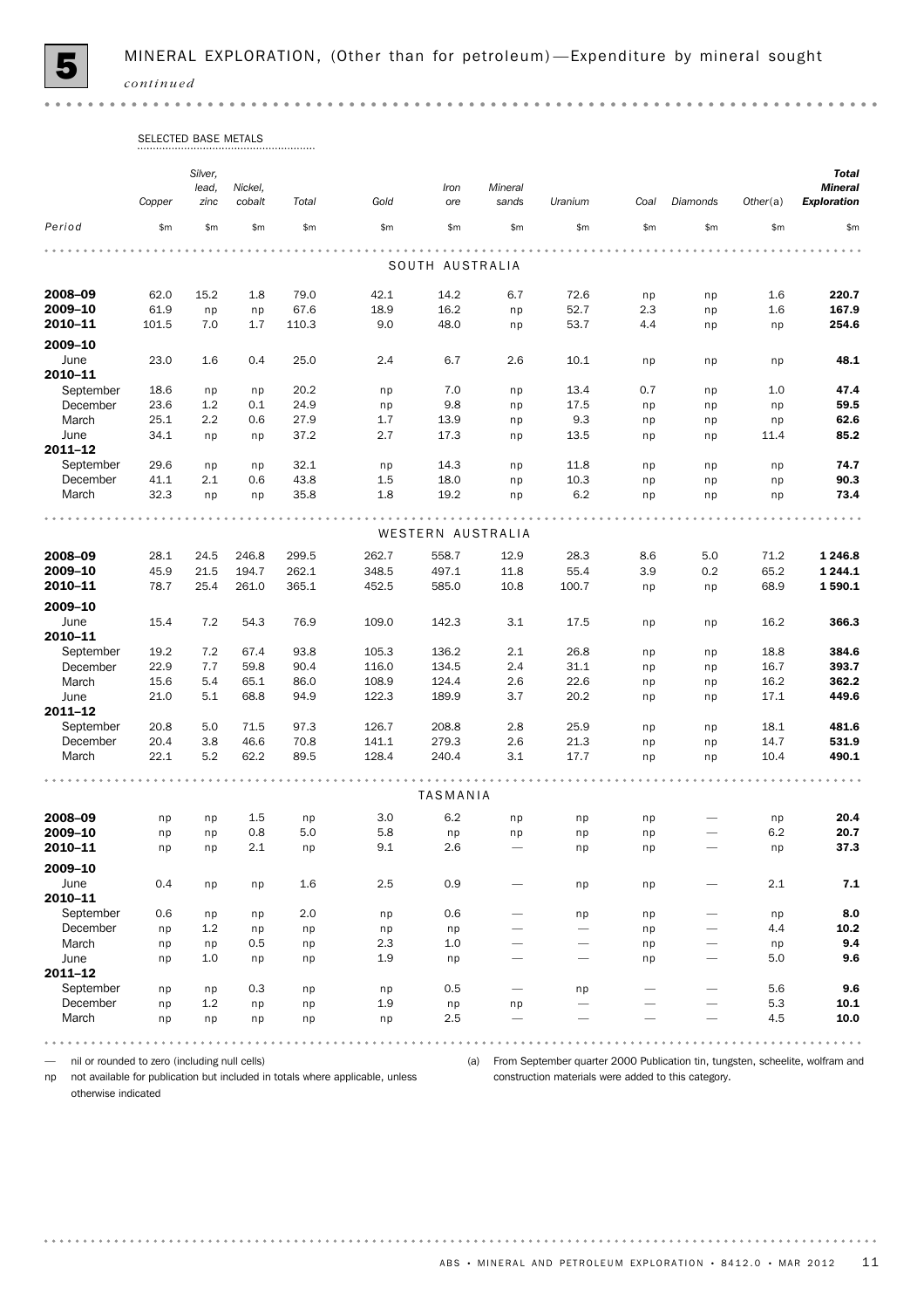# 5 MINERAL EXPLORATION, (Other than for petroleum)—Expenditure by mineral sought *continued*

| | SELECTED BASE METALS | | | | | | | | | | | | |
|---|---|---|---|---|---|---|---|---|---|---|---|---|---|
| | *Copper* | *Silver, lead, zinc* | *Nickel, cobalt* | *Total* | *Gold* | *Iron ore* | *Mineral sands* | *Uranium* | *Coal* | *Diamonds* | *Other(a)* | ***Total Mineral Exploration*** |
| *Period* | $m | $m | $m | $m | $m | $m | $m | $m | $m | $m | $m | $m |
| | | | | | | SOUTH AUSTRALIA | | | | | | |
| **2008–09** | 62.0 | 15.2 | 1.8 | 79.0 | 42.1 | 14.2 | 6.7 | 72.6 | np | np | 1.6 | **220.7** |
| **2009–10** | 61.9 | np | np | 67.6 | 18.9 | 16.2 | np | 52.7 | 2.3 | np | 1.6 | **167.9** |
| **2010–11** | 101.5 | 7.0 | 1.7 | 110.3 | 9.0 | 48.0 | np | 53.7 | 4.4 | np | np | **254.6** |
| **2009–10** | | | | | | | | | | | | |
| June | 23.0 | 1.6 | 0.4 | 25.0 | 2.4 | 6.7 | 2.6 | 10.1 | np | np | np | **48.1** |
| **2010–11** | | | | | | | | | | | | |
| September | 18.6 | np | np | 20.2 | np | 7.0 | np | 13.4 | 0.7 | np | 1.0 | **47.4** |
| December | 23.6 | 1.2 | 0.1 | 24.9 | np | 9.8 | np | 17.5 | np | np | np | **59.5** |
| March | 25.1 | 2.2 | 0.6 | 27.9 | 1.7 | 13.9 | np | 9.3 | np | np | np | **62.6** |
| June | 34.1 | np | np | 37.2 | 2.7 | 17.3 | np | 13.5 | np | np | 11.4 | **85.2** |
| **2011–12** | | | | | | | | | | | | |
| September | 29.6 | np | np | 32.1 | np | 14.3 | np | 11.8 | np | np | np | **74.7** |
| December | 41.1 | 2.1 | 0.6 | 43.8 | 1.5 | 18.0 | np | 10.3 | np | np | np | **90.3** |
| March | 32.3 | np | np | 35.8 | 1.8 | 19.2 | np | 6.2 | np | np | np | **73.4** |
| | | | | | | WESTERN AUSTRALIA | | | | | | |
| **2008–09** | 28.1 | 24.5 | 246.8 | 299.5 | 262.7 | 558.7 | 12.9 | 28.3 | 8.6 | 5.0 | 71.2 | **1 246.8** |
| **2009–10** | 45.9 | 21.5 | 194.7 | 262.1 | 348.5 | 497.1 | 11.8 | 55.4 | 3.9 | 0.2 | 65.2 | **1 244.1** |
| **2010–11** | 78.7 | 25.4 | 261.0 | 365.1 | 452.5 | 585.0 | 10.8 | 100.7 | np | np | 68.9 | **1 590.1** |
| **2009–10** | | | | | | | | | | | | |
| June | 15.4 | 7.2 | 54.3 | 76.9 | 109.0 | 142.3 | 3.1 | 17.5 | np | np | 16.2 | **366.3** |
| **2010–11** | | | | | | | | | | | | |
| September | 19.2 | 7.2 | 67.4 | 93.8 | 105.3 | 136.2 | 2.1 | 26.8 | np | np | 18.8 | **384.6** |
| December | 22.9 | 7.7 | 59.8 | 90.4 | 116.0 | 134.5 | 2.4 | 31.1 | np | np | 16.7 | **393.7** |
| March | 15.6 | 5.4 | 65.1 | 86.0 | 108.9 | 124.4 | 2.6 | 22.6 | np | np | 16.2 | **362.2** |
| June | 21.0 | 5.1 | 68.8 | 94.9 | 122.3 | 189.9 | 3.7 | 20.2 | np | np | 17.1 | **449.6** |
| **2011–12** | | | | | | | | | | | | |
| September | 20.8 | 5.0 | 71.5 | 97.3 | 126.7 | 208.8 | 2.8 | 25.9 | np | np | 18.1 | **481.6** |
| December | 20.4 | 3.8 | 46.6 | 70.8 | 141.1 | 279.3 | 2.6 | 21.3 | np | np | 14.7 | **531.9** |
| March | 22.1 | 5.2 | 62.2 | 89.5 | 128.4 | 240.4 | 3.1 | 17.7 | np | np | 10.4 | **490.1** |
| | | | | | | TASMANIA | | | | | | |
| **2008–09** | np | np | 1.5 | np | 3.0 | 6.2 | np | np | np | — | np | **20.4** |
| **2009–10** | np | np | 0.8 | 5.0 | 5.8 | np | np | np | np | — | 6.2 | **20.7** |
| **2010–11** | np | np | 2.1 | np | 9.1 | 2.6 | — | np | np | — | np | **37.3** |
| **2009–10** | | | | | | | | | | | | |
| June | 0.4 | np | np | 1.6 | 2.5 | 0.9 | — | np | np | — | 2.1 | **7.1** |
| **2010–11** | | | | | | | | | | | | |
| September | 0.6 | np | np | 2.0 | np | 0.6 | — | np | np | — | np | **8.0** |
| December | np | 1.2 | np | np | np | np | — | — | np | — | 4.4 | **10.2** |
| March | np | np | 0.5 | np | 2.3 | 1.0 | — | — | np | — | np | **9.4** |
| June | np | 1.0 | np | np | 1.9 | np | — | — | np | — | 5.0 | **9.6** |
| **2011–12** | | | | | | | | | | | | |
| September | np | np | 0.3 | np | np | 0.5 | — | np | — | — | 5.6 | **9.6** |
| December | np | 1.2 | np | np | 1.9 | np | np | — | — | — | 5.3 | **10.1** |
| March | np | np | np | np | np | 2.5 | — | — | — | — | 4.5 | **10.0** |

— nil or rounded to zero (including null cells)

np not available for publication but included in totals where applicable, unless otherwise indicated

(a) From September quarter 2000 Publication tin, tungsten, scheelite, wolfram and construction materials were added to this category.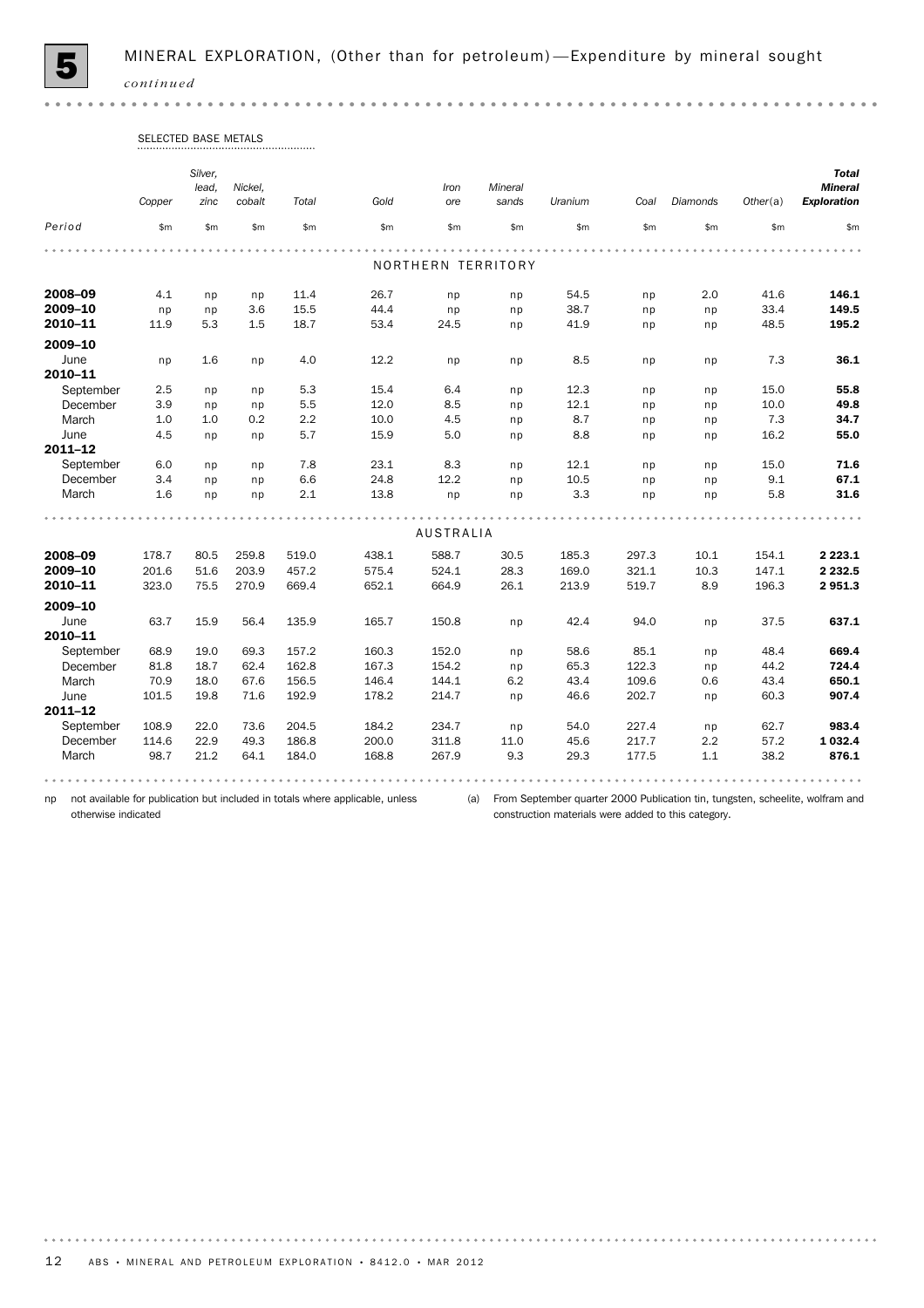# 5 MINERAL EXPLORATION, (Other than for petroleum)—Expenditure by mineral sought *continued*

| | SELECTED BASE METALS | | | | | | | | | | | |
|---|---|---|---|---|---|---|---|---|---|---|---|---|
| | Copper | Silver, lead, zinc | Nickel, cobalt | Total | Gold | Iron ore | Mineral sands | Uranium | Coal | Diamonds | Other(a) | Total Mineral Exploration |
| Period | $m | $m | $m | $m | $m | $m | $m | $m | $m | $m | $m | $m |
| | | | | | | NORTHERN TERRITORY | | | | | | |
| **2008–09** | 4.1 | np | np | 11.4 | 26.7 | np | np | 54.5 | np | 2.0 | 41.6 | **146.1** |
| **2009–10** | np | np | 3.6 | 15.5 | 44.4 | np | np | 38.7 | np | np | 33.4 | **149.5** |
| **2010–11** | 11.9 | 5.3 | 1.5 | 18.7 | 53.4 | 24.5 | np | 41.9 | np | np | 48.5 | **195.2** |
| **2009–10** | | | | | | | | | | | | |
| June | np | 1.6 | np | 4.0 | 12.2 | np | np | 8.5 | np | np | 7.3 | **36.1** |
| **2010–11** | | | | | | | | | | | | |
| September | 2.5 | np | np | 5.3 | 15.4 | 6.4 | np | 12.3 | np | np | 15.0 | **55.8** |
| December | 3.9 | np | np | 5.5 | 12.0 | 8.5 | np | 12.1 | np | np | 10.0 | **49.8** |
| March | 1.0 | 1.0 | 0.2 | 2.2 | 10.0 | 4.5 | np | 8.7 | np | np | 7.3 | **34.7** |
| June | 4.5 | np | np | 5.7 | 15.9 | 5.0 | np | 8.8 | np | np | 16.2 | **55.0** |
| **2011–12** | | | | | | | | | | | | |
| September | 6.0 | np | np | 7.8 | 23.1 | 8.3 | np | 12.1 | np | np | 15.0 | **71.6** |
| December | 3.4 | np | np | 6.6 | 24.8 | 12.2 | np | 10.5 | np | np | 9.1 | **67.1** |
| March | 1.6 | np | np | 2.1 | 13.8 | np | np | 3.3 | np | np | 5.8 | **31.6** |
| | | | | | | AUSTRALIA | | | | | | |
| **2008–09** | 178.7 | 80.5 | 259.8 | 519.0 | 438.1 | 588.7 | 30.5 | 185.3 | 297.3 | 10.1 | 154.1 | **2 223.1** |
| **2009–10** | 201.6 | 51.6 | 203.9 | 457.2 | 575.4 | 524.1 | 28.3 | 169.0 | 321.1 | 10.3 | 147.1 | **2 232.5** |
| **2010–11** | 323.0 | 75.5 | 270.9 | 669.4 | 652.1 | 664.9 | 26.1 | 213.9 | 519.7 | 8.9 | 196.3 | **2 951.3** |
| **2009–10** | | | | | | | | | | | | |
| June | 63.7 | 15.9 | 56.4 | 135.9 | 165.7 | 150.8 | np | 42.4 | 94.0 | np | 37.5 | **637.1** |
| **2010–11** | | | | | | | | | | | | |
| September | 68.9 | 19.0 | 69.3 | 157.2 | 160.3 | 152.0 | np | 58.6 | 85.1 | np | 48.4 | **669.4** |
| December | 81.8 | 18.7 | 62.4 | 162.8 | 167.3 | 154.2 | np | 65.3 | 122.3 | np | 44.2 | **724.4** |
| March | 70.9 | 18.0 | 67.6 | 156.5 | 146.4 | 144.1 | 6.2 | 43.4 | 109.6 | 0.6 | 43.4 | **650.1** |
| June | 101.5 | 19.8 | 71.6 | 192.9 | 178.2 | 214.7 | np | 46.6 | 202.7 | np | 60.3 | **907.4** |
| **2011–12** | | | | | | | | | | | | |
| September | 108.9 | 22.0 | 73.6 | 204.5 | 184.2 | 234.7 | np | 54.0 | 227.4 | np | 62.7 | **983.4** |
| December | 114.6 | 22.9 | 49.3 | 186.8 | 200.0 | 311.8 | 11.0 | 45.6 | 217.7 | 2.2 | 57.2 | **1 032.4** |
| March | 98.7 | 21.2 | 64.1 | 184.0 | 168.8 | 267.9 | 9.3 | 29.3 | 177.5 | 1.1 | 38.2 | **876.1** |

np not available for publication but included in totals where applicable, unless otherwise indicated

(a) From September quarter 2000 Publication tin, tungsten, scheelite, wolfram and construction materials were added to this category.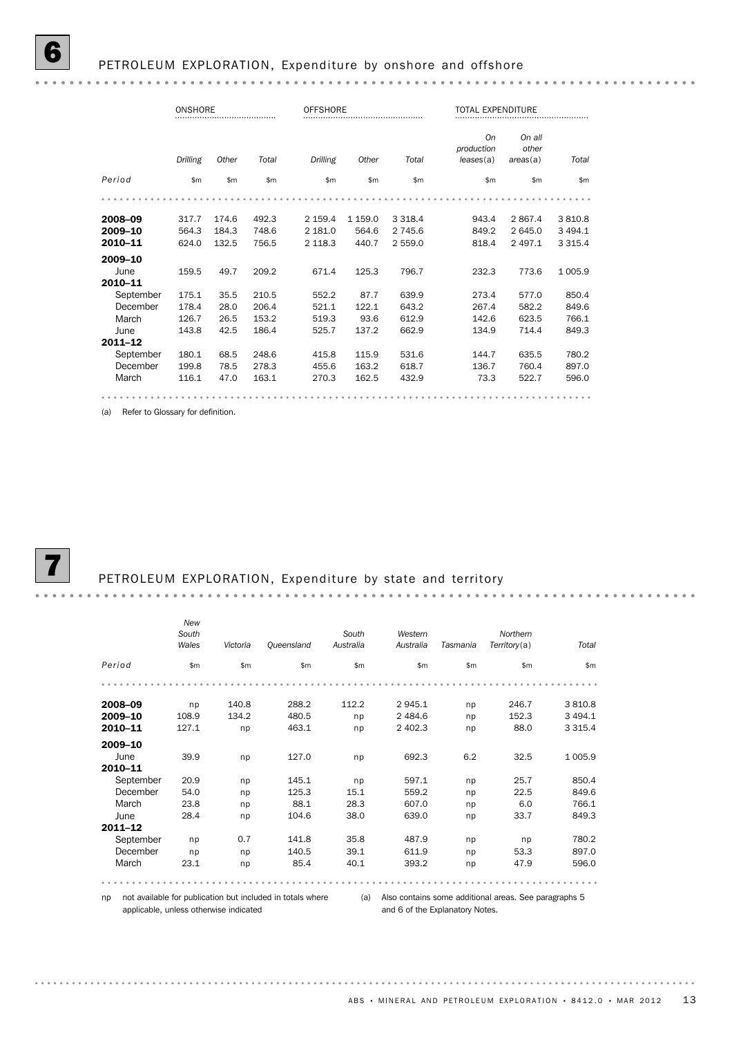## 6 PETROLEUM EXPLORATION, Expenditure by onshore and offshore

| | ONSHORE | | | OFFSHORE | | | TOTAL EXPENDITURE | | |
|---|---|---|---|---|---|---|---|---|---|
| | *Drilling* | *Other* | *Total* | *Drilling* | *Other* | *Total* | *On production leases*(a) | *On all other areas*(a) | *Total* |
| *Period* | $m | $m | $m | $m | $m | $m | $m | $m | $m |
| **2008–09** | 317.7 | 174.6 | 492.3 | 2 159.4 | 1 159.0 | 3 318.4 | 943.4 | 2 867.4 | 3 810.8 |
| **2009–10** | 564.3 | 184.3 | 748.6 | 2 181.0 | 564.6 | 2 745.6 | 849.2 | 2 645.0 | 3 494.1 |
| **2010–11** | 624.0 | 132.5 | 756.5 | 2 118.3 | 440.7 | 2 559.0 | 818.4 | 2 497.1 | 3 315.4 |
| **2009–10** | | | | | | | | | |
| June | 159.5 | 49.7 | 209.2 | 671.4 | 125.3 | 796.7 | 232.3 | 773.6 | 1 005.9 |
| **2010–11** | | | | | | | | | |
| September | 175.1 | 35.5 | 210.5 | 552.2 | 87.7 | 639.9 | 273.4 | 577.0 | 850.4 |
| December | 178.4 | 28.0 | 206.4 | 521.1 | 122.1 | 643.2 | 267.4 | 582.2 | 849.6 |
| March | 126.7 | 26.5 | 153.2 | 519.3 | 93.6 | 612.9 | 142.6 | 623.5 | 766.1 |
| June | 143.8 | 42.5 | 186.4 | 525.7 | 137.2 | 662.9 | 134.9 | 714.4 | 849.3 |
| **2011–12** | | | | | | | | | |
| September | 180.1 | 68.5 | 248.6 | 415.8 | 115.9 | 531.6 | 144.7 | 635.5 | 780.2 |
| December | 199.8 | 78.5 | 278.3 | 455.6 | 163.2 | 618.7 | 136.7 | 760.4 | 897.0 |
| March | 116.1 | 47.0 | 163.1 | 270.3 | 162.5 | 432.9 | 73.3 | 522.7 | 596.0 |

(a) Refer to Glossary for definition.

## 7 PETROLEUM EXPLORATION, Expenditure by state and territory

| | *New South Wales* | *Victoria* | *Queensland* | *South Australia* | *Western Australia* | *Tasmania* | *Northern Territory*(a) | *Total* |
|---|---|---|---|---|---|---|---|---|
| *Period* | $m | $m | $m | $m | $m | $m | $m | $m |
| **2008–09** | np | 140.8 | 288.2 | 112.2 | 2 945.1 | np | 246.7 | 3 810.8 |
| **2009–10** | 108.9 | 134.2 | 480.5 | np | 2 484.6 | np | 152.3 | 3 494.1 |
| **2010–11** | 127.1 | np | 463.1 | np | 2 402.3 | np | 88.0 | 3 315.4 |
| **2009–10** | | | | | | | | |
| June | 39.9 | np | 127.0 | np | 692.3 | 6.2 | 32.5 | 1 005.9 |
| **2010–11** | | | | | | | | |
| September | 20.9 | np | 145.1 | np | 597.1 | np | 25.7 | 850.4 |
| December | 54.0 | np | 125.3 | 15.1 | 559.2 | np | 22.5 | 849.6 |
| March | 23.8 | np | 88.1 | 28.3 | 607.0 | np | 6.0 | 766.1 |
| June | 28.4 | np | 104.6 | 38.0 | 639.0 | np | 33.7 | 849.3 |
| **2011–12** | | | | | | | | |
| September | np | 0.7 | 141.8 | 35.8 | 487.9 | np | np | 780.2 |
| December | np | np | 140.5 | 39.1 | 611.9 | np | 53.3 | 897.0 |
| March | 23.1 | np | 85.4 | 40.1 | 393.2 | np | 47.9 | 596.0 |

np not available for publication but included in totals where applicable, unless otherwise indicated

(a) Also contains some additional areas. See paragraphs 5 and 6 of the Explanatory Notes.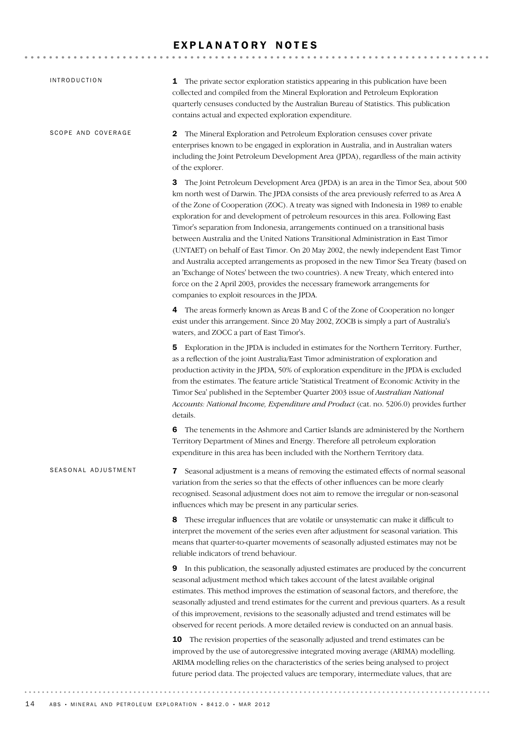# EXPLANATORY NOTES

## INTRODUCTION

**1** The private sector exploration statistics appearing in this publication have been collected and compiled from the Mineral Exploration and Petroleum Exploration quarterly censuses conducted by the Australian Bureau of Statistics. This publication contains actual and expected exploration expenditure.

## SCOPE AND COVERAGE

**2** The Mineral Exploration and Petroleum Exploration censuses cover private enterprises known to be engaged in exploration in Australia, and in Australian waters including the Joint Petroleum Development Area (JPDA), regardless of the main activity of the explorer.

**3** The Joint Petroleum Development Area (JPDA) is an area in the Timor Sea, about 500 km north west of Darwin. The JPDA consists of the area previously referred to as Area A of the Zone of Cooperation (ZOC). A treaty was signed with Indonesia in 1989 to enable exploration for and development of petroleum resources in this area. Following East Timor's separation from Indonesia, arrangements continued on a transitional basis between Australia and the United Nations Transitional Administration in East Timor (UNTAET) on behalf of East Timor. On 20 May 2002, the newly independent East Timor and Australia accepted arrangements as proposed in the new Timor Sea Treaty (based on an 'Exchange of Notes' between the two countries). A new Treaty, which entered into force on the 2 April 2003, provides the necessary framework arrangements for companies to exploit resources in the JPDA.

**4** The areas formerly known as Areas B and C of the Zone of Cooperation no longer exist under this arrangement. Since 20 May 2002, ZOCB is simply a part of Australia's waters, and ZOCC a part of East Timor's.

**5** Exploration in the JPDA is included in estimates for the Northern Territory. Further, as a reflection of the joint Australia/East Timor administration of exploration and production activity in the JPDA, 50% of exploration expenditure in the JPDA is excluded from the estimates. The feature article 'Statistical Treatment of Economic Activity in the Timor Sea' published in the September Quarter 2003 issue of *Australian National Accounts: National Income, Expenditure and Product* (cat. no. 5206.0) provides further details.

**6** The tenements in the Ashmore and Cartier Islands are administered by the Northern Territory Department of Mines and Energy. Therefore all petroleum exploration expenditure in this area has been included with the Northern Territory data.

## SEASONAL ADJUSTMENT

**7** Seasonal adjustment is a means of removing the estimated effects of normal seasonal variation from the series so that the effects of other influences can be more clearly recognised. Seasonal adjustment does not aim to remove the irregular or non-seasonal influences which may be present in any particular series.

**8** These irregular influences that are volatile or unsystematic can make it difficult to interpret the movement of the series even after adjustment for seasonal variation. This means that quarter-to-quarter movements of seasonally adjusted estimates may not be reliable indicators of trend behaviour.

**9** In this publication, the seasonally adjusted estimates are produced by the concurrent seasonal adjustment method which takes account of the latest available original estimates. This method improves the estimation of seasonal factors, and therefore, the seasonally adjusted and trend estimates for the current and previous quarters. As a result of this improvement, revisions to the seasonally adjusted and trend estimates will be observed for recent periods. A more detailed review is conducted on an annual basis.

**10** The revision properties of the seasonally adjusted and trend estimates can be improved by the use of autoregressive integrated moving average (ARIMA) modelling. ARIMA modelling relies on the characteristics of the series being analysed to project future period data. The projected values are temporary, intermediate values, that are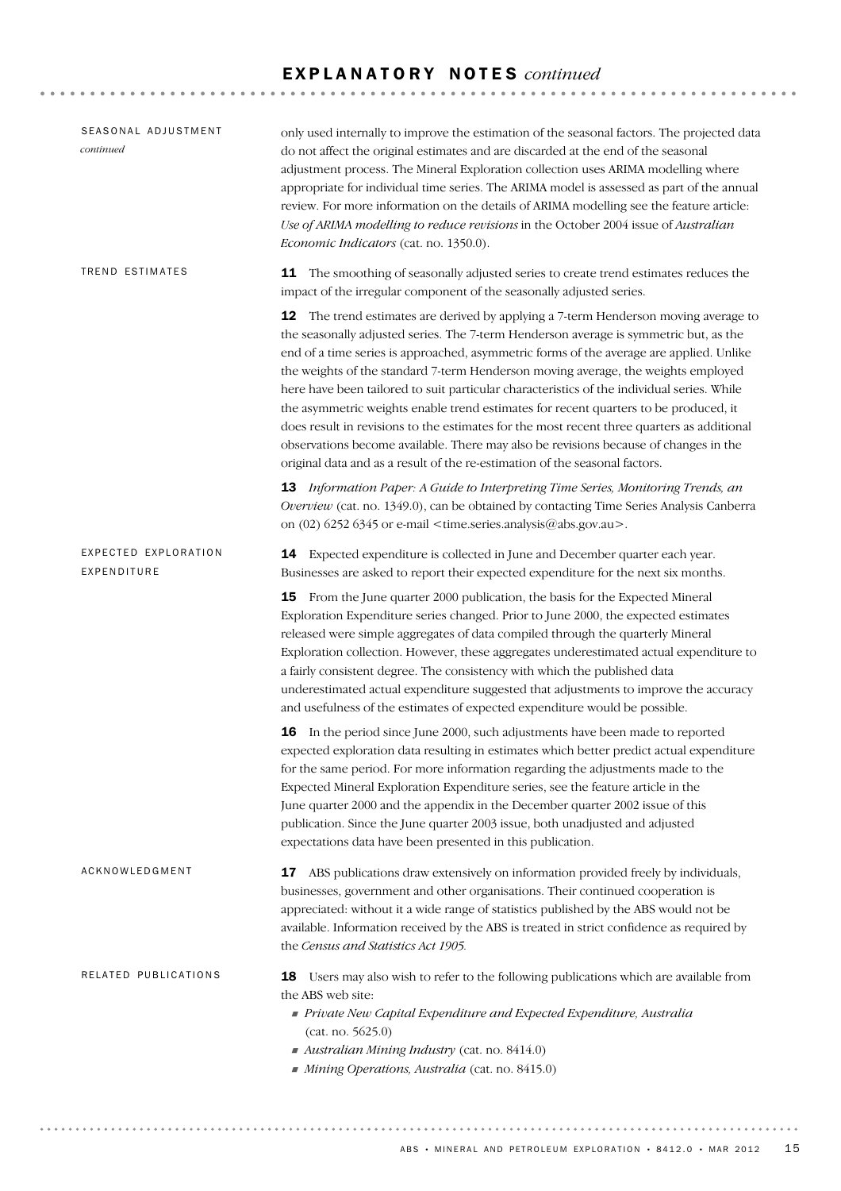## SEASONAL ADJUSTMENT *continued*

only used internally to improve the estimation of the seasonal factors. The projected data do not affect the original estimates and are discarded at the end of the seasonal adjustment process. The Mineral Exploration collection uses ARIMA modelling where appropriate for individual time series. The ARIMA model is assessed as part of the annual review. For more information on the details of ARIMA modelling see the feature article: *Use of ARIMA modelling to reduce revisions* in the October 2004 issue of *Australian Economic Indicators* (cat. no. 1350.0).

## TREND ESTIMATES

**11** The smoothing of seasonally adjusted series to create trend estimates reduces the impact of the irregular component of the seasonally adjusted series.

**12** The trend estimates are derived by applying a 7-term Henderson moving average to the seasonally adjusted series. The 7-term Henderson average is symmetric but, as the end of a time series is approached, asymmetric forms of the average are applied. Unlike the weights of the standard 7-term Henderson moving average, the weights employed here have been tailored to suit particular characteristics of the individual series. While the asymmetric weights enable trend estimates for recent quarters to be produced, it does result in revisions to the estimates for the most recent three quarters as additional observations become available. There may also be revisions because of changes in the original data and as a result of the re-estimation of the seasonal factors.

**13** *Information Paper: A Guide to Interpreting Time Series, Monitoring Trends, an Overview* (cat. no. 1349.0), can be obtained by contacting Time Series Analysis Canberra on (02) 6252 6345 or e-mail <time.series.analysis@abs.gov.au>.

## EXPECTED EXPLORATION EXPENDITURE

**14** Expected expenditure is collected in June and December quarter each year. Businesses are asked to report their expected expenditure for the next six months.

**15** From the June quarter 2000 publication, the basis for the Expected Mineral Exploration Expenditure series changed. Prior to June 2000, the expected estimates released were simple aggregates of data compiled through the quarterly Mineral Exploration collection. However, these aggregates underestimated actual expenditure to a fairly consistent degree. The consistency with which the published data underestimated actual expenditure suggested that adjustments to improve the accuracy and usefulness of the estimates of expected expenditure would be possible.

**16** In the period since June 2000, such adjustments have been made to reported expected exploration data resulting in estimates which better predict actual expenditure for the same period. For more information regarding the adjustments made to the Expected Mineral Exploration Expenditure series, see the feature article in the June quarter 2000 and the appendix in the December quarter 2002 issue of this publication. Since the June quarter 2003 issue, both unadjusted and adjusted expectations data have been presented in this publication.

## ACKNOWLEDGMENT

**17** ABS publications draw extensively on information provided freely by individuals, businesses, government and other organisations. Their continued cooperation is appreciated: without it a wide range of statistics published by the ABS would not be available. Information received by the ABS is treated in strict confidence as required by the *Census and Statistics Act 1905.*

## RELATED PUBLICATIONS

**18** Users may also wish to refer to the following publications which are available from the ABS web site:

- *Private New Capital Expenditure and Expected Expenditure, Australia* (cat. no. 5625.0)
- *Australian Mining Industry* (cat. no. 8414.0)
- *Mining Operations, Australia* (cat. no. 8415.0)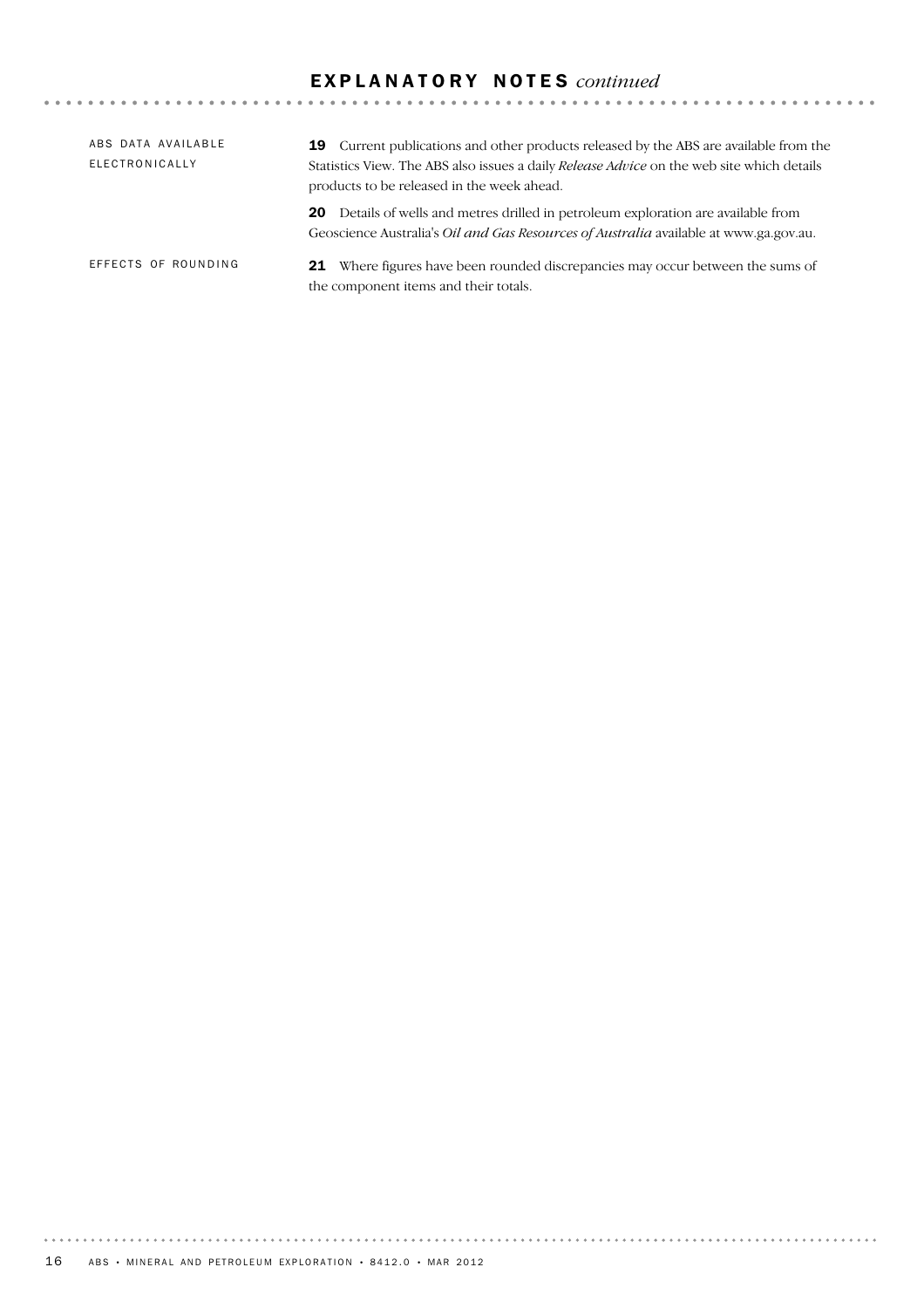# EXPLANATORY NOTES *continued*

### ABS DATA AVAILABLE ELECTRONICALLY

**19** Current publications and other products released by the ABS are available from the Statistics View. The ABS also issues a daily *Release Advice* on the web site which details products to be released in the week ahead.

**20** Details of wells and metres drilled in petroleum exploration are available from Geoscience Australia's *Oil and Gas Resources of Australia* available at www.ga.gov.au.

### EFFECTS OF ROUNDING

**21** Where figures have been rounded discrepancies may occur between the sums of the component items and their totals.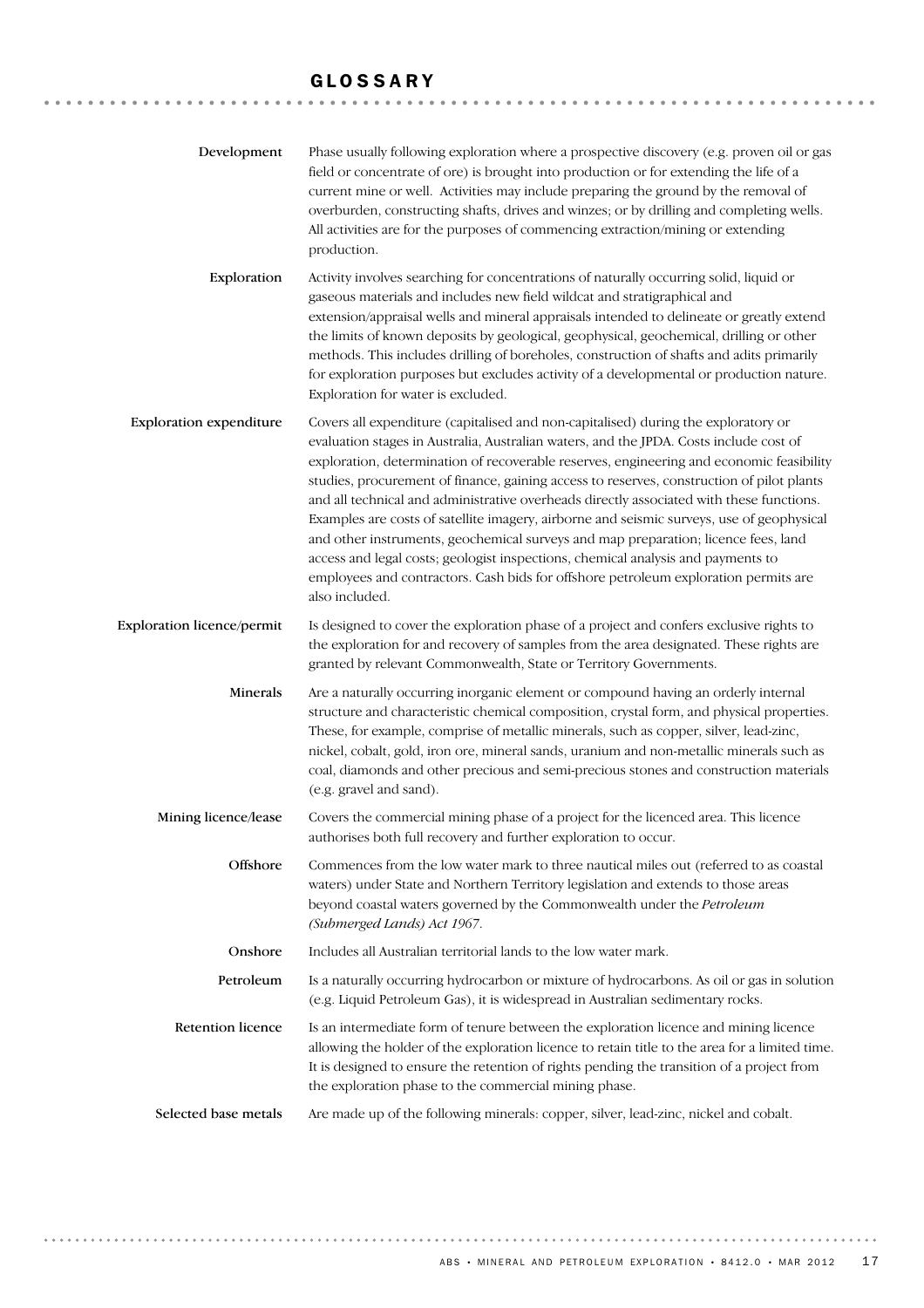# GLOSSARY

**Development**

Phase usually following exploration where a prospective discovery (e.g. proven oil or gas field or concentrate of ore) is brought into production or for extending the life of a current mine or well. Activities may include preparing the ground by the removal of overburden, constructing shafts, drives and winzes; or by drilling and completing wells. All activities are for the purposes of commencing extraction/mining or extending production.

**Exploration**

Activity involves searching for concentrations of naturally occurring solid, liquid or gaseous materials and includes new field wildcat and stratigraphical and extension/appraisal wells and mineral appraisals intended to delineate or greatly extend the limits of known deposits by geological, geophysical, geochemical, drilling or other methods. This includes drilling of boreholes, construction of shafts and adits primarily for exploration purposes but excludes activity of a developmental or production nature. Exploration for water is excluded.

**Exploration expenditure**

Covers all expenditure (capitalised and non-capitalised) during the exploratory or evaluation stages in Australia, Australian waters, and the JPDA. Costs include cost of exploration, determination of recoverable reserves, engineering and economic feasibility studies, procurement of finance, gaining access to reserves, construction of pilot plants and all technical and administrative overheads directly associated with these functions. Examples are costs of satellite imagery, airborne and seismic surveys, use of geophysical and other instruments, geochemical surveys and map preparation; licence fees, land access and legal costs; geologist inspections, chemical analysis and payments to employees and contractors. Cash bids for offshore petroleum exploration permits are also included.

**Exploration licence/permit**

Is designed to cover the exploration phase of a project and confers exclusive rights to the exploration for and recovery of samples from the area designated. These rights are granted by relevant Commonwealth, State or Territory Governments.

**Minerals**

Are a naturally occurring inorganic element or compound having an orderly internal structure and characteristic chemical composition, crystal form, and physical properties. These, for example, comprise of metallic minerals, such as copper, silver, lead-zinc, nickel, cobalt, gold, iron ore, mineral sands, uranium and non-metallic minerals such as coal, diamonds and other precious and semi-precious stones and construction materials (e.g. gravel and sand).

**Mining licence/lease**

Covers the commercial mining phase of a project for the licenced area. This licence authorises both full recovery and further exploration to occur.

**Offshore**

Commences from the low water mark to three nautical miles out (referred to as coastal waters) under State and Northern Territory legislation and extends to those areas beyond coastal waters governed by the Commonwealth under the *Petroleum (Submerged Lands) Act 1967*.

**Onshore**

Includes all Australian territorial lands to the low water mark.

**Petroleum**

Is a naturally occurring hydrocarbon or mixture of hydrocarbons. As oil or gas in solution (e.g. Liquid Petroleum Gas), it is widespread in Australian sedimentary rocks.

**Retention licence**

Is an intermediate form of tenure between the exploration licence and mining licence allowing the holder of the exploration licence to retain title to the area for a limited time. It is designed to ensure the retention of rights pending the transition of a project from the exploration phase to the commercial mining phase.

**Selected base metals**

Are made up of the following minerals: copper, silver, lead-zinc, nickel and cobalt.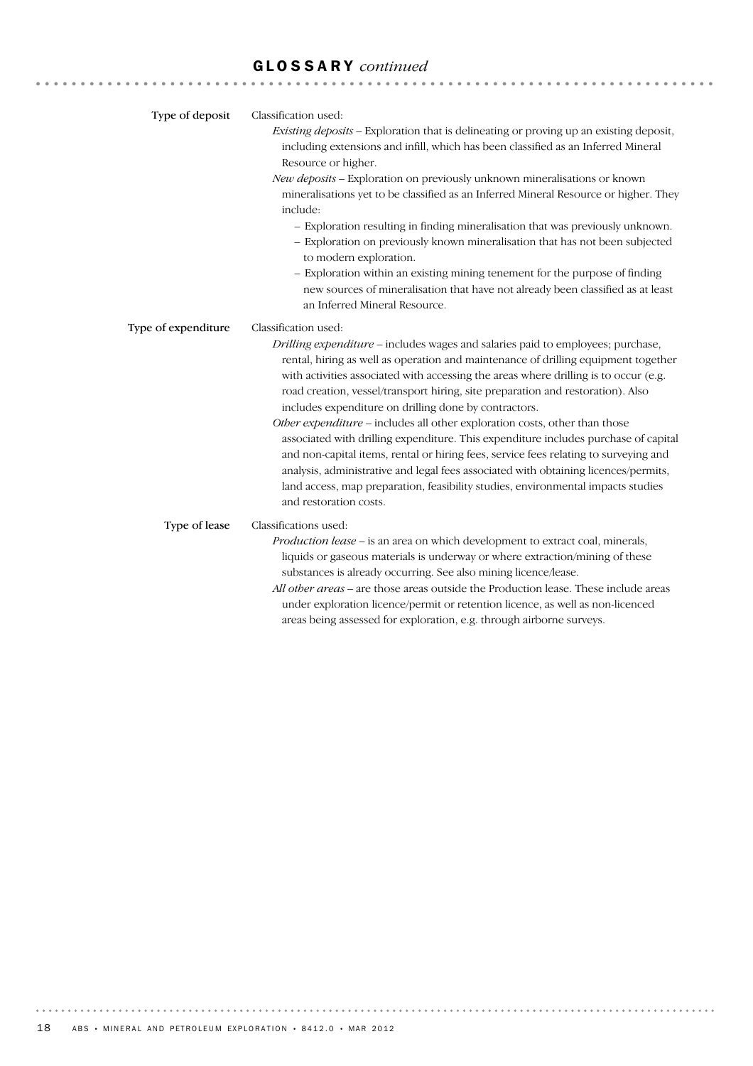## GLOSSARY *continued*

**Type of deposit**

Classification used:

*Existing deposits* – Exploration that is delineating or proving up an existing deposit, including extensions and infill, which has been classified as an Inferred Mineral Resource or higher.

*New deposits* – Exploration on previously unknown mineralisations or known mineralisations yet to be classified as an Inferred Mineral Resource or higher. They include:

- Exploration resulting in finding mineralisation that was previously unknown.
- Exploration on previously known mineralisation that has not been subjected to modern exploration.
- Exploration within an existing mining tenement for the purpose of finding new sources of mineralisation that have not already been classified as at least an Inferred Mineral Resource.

**Type of expenditure**

Classification used:

*Drilling expenditure* – includes wages and salaries paid to employees; purchase, rental, hiring as well as operation and maintenance of drilling equipment together with activities associated with accessing the areas where drilling is to occur (e.g. road creation, vessel/transport hiring, site preparation and restoration). Also includes expenditure on drilling done by contractors.

*Other expenditure* – includes all other exploration costs, other than those associated with drilling expenditure. This expenditure includes purchase of capital and non-capital items, rental or hiring fees, service fees relating to surveying and analysis, administrative and legal fees associated with obtaining licences/permits, land access, map preparation, feasibility studies, environmental impacts studies and restoration costs.

**Type of lease**

Classifications used:

*Production lease* – is an area on which development to extract coal, minerals, liquids or gaseous materials is underway or where extraction/mining of these substances is already occurring. See also mining licence/lease.

*All other areas* – are those areas outside the Production lease. These include areas under exploration licence/permit or retention licence, as well as non-licenced areas being assessed for exploration, e.g. through airborne surveys.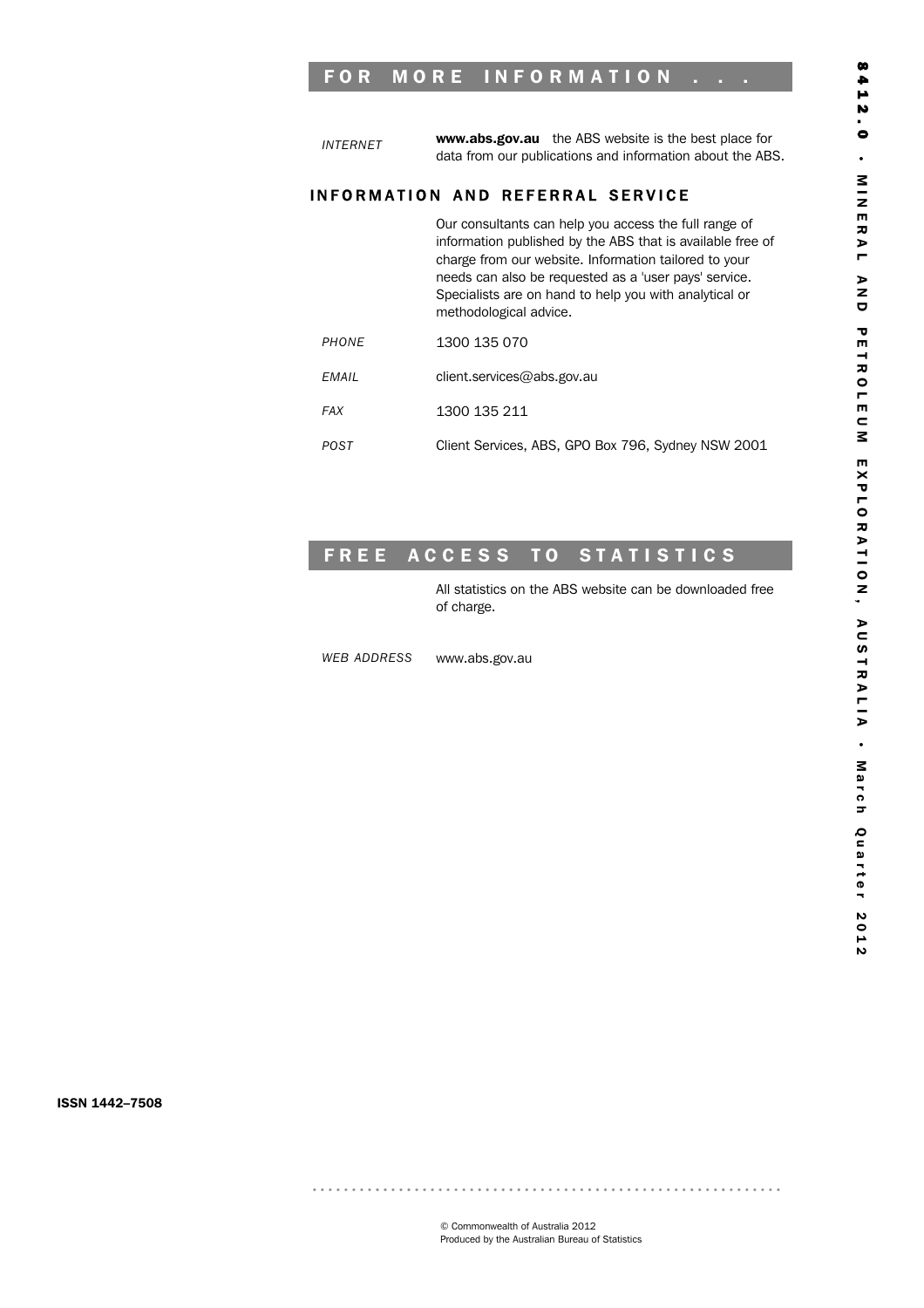## FOR MORE INFORMATION . . .

*INTERNET* **www.abs.gov.au** the ABS website is the best place for data from our publications and information about the ABS.

### INFORMATION AND REFERRAL SERVICE

Our consultants can help you access the full range of information published by the ABS that is available free of charge from our website. Information tailored to your needs can also be requested as a 'user pays' service. Specialists are on hand to help you with analytical or methodological advice.

| | |
|---|---|
| *PHONE* | 1300 135 070 |
| *EMAIL* | client.services@abs.gov.au |
| *FAX* | 1300 135 211 |
| *POST* | Client Services, ABS, GPO Box 796, Sydney NSW 2001 |

## FREE ACCESS TO STATISTICS

All statistics on the ABS website can be downloaded free of charge.

*WEB ADDRESS* www.abs.gov.au

**ISSN 1442–7508**

© Commonwealth of Australia 2012
Produced by the Australian Bureau of Statistics